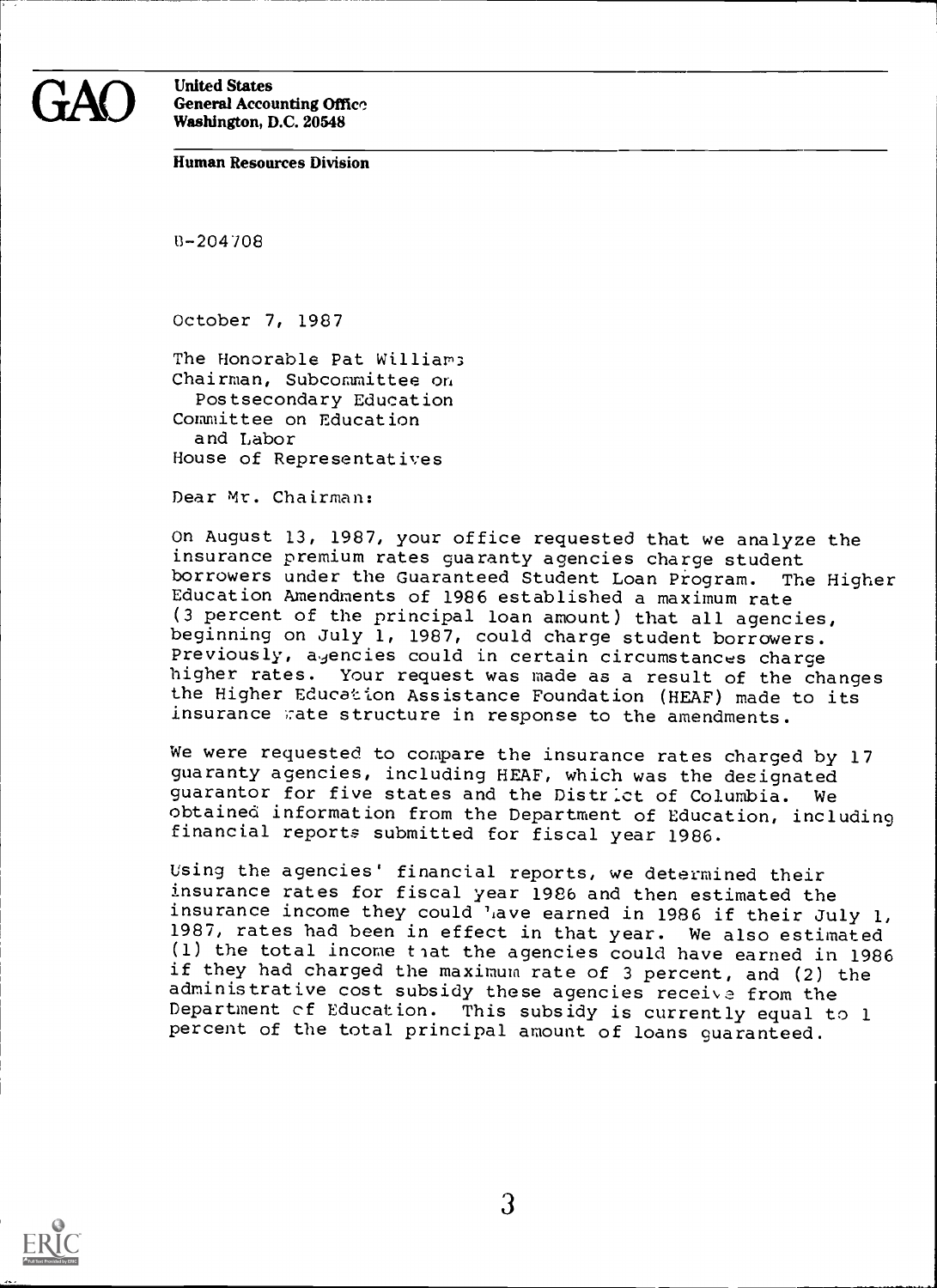**GAO**

**United States**
**General Accounting Office**
**Washington, D.C. 20548**

**Human Resources Division**

B-204708

October 7, 1987

The Honorable Pat Williams
Chairman, Subcommittee on
Postsecondary Education
Committee on Education
and Labor
House of Representatives

Dear Mr. Chairman:

On August 13, 1987, your office requested that we analyze the insurance premium rates guaranty agencies charge student borrowers under the Guaranteed Student Loan Program. The Higher Education Amendments of 1986 established a maximum rate (3 percent of the principal loan amount) that all agencies, beginning on July 1, 1987, could charge student borrowers. Previously, agencies could in certain circumstances charge higher rates. Your request was made as a result of the changes the Higher Education Assistance Foundation (HEAF) made to its insurance rate structure in response to the amendments.

We were requested to compare the insurance rates charged by 17 guaranty agencies, including HEAF, which was the designated guarantor for five states and the District of Columbia. We obtained information from the Department of Education, including financial reports submitted for fiscal year 1986.

Using the agencies' financial reports, we determined their insurance rates for fiscal year 1986 and then estimated the insurance income they could have earned in 1986 if their July 1, 1987, rates had been in effect in that year. We also estimated (1) the total income that the agencies could have earned in 1986 if they had charged the maximum rate of 3 percent, and (2) the administrative cost subsidy these agencies receive from the Department of Education. This subsidy is currently equal to 1 percent of the total principal amount of loans guaranteed.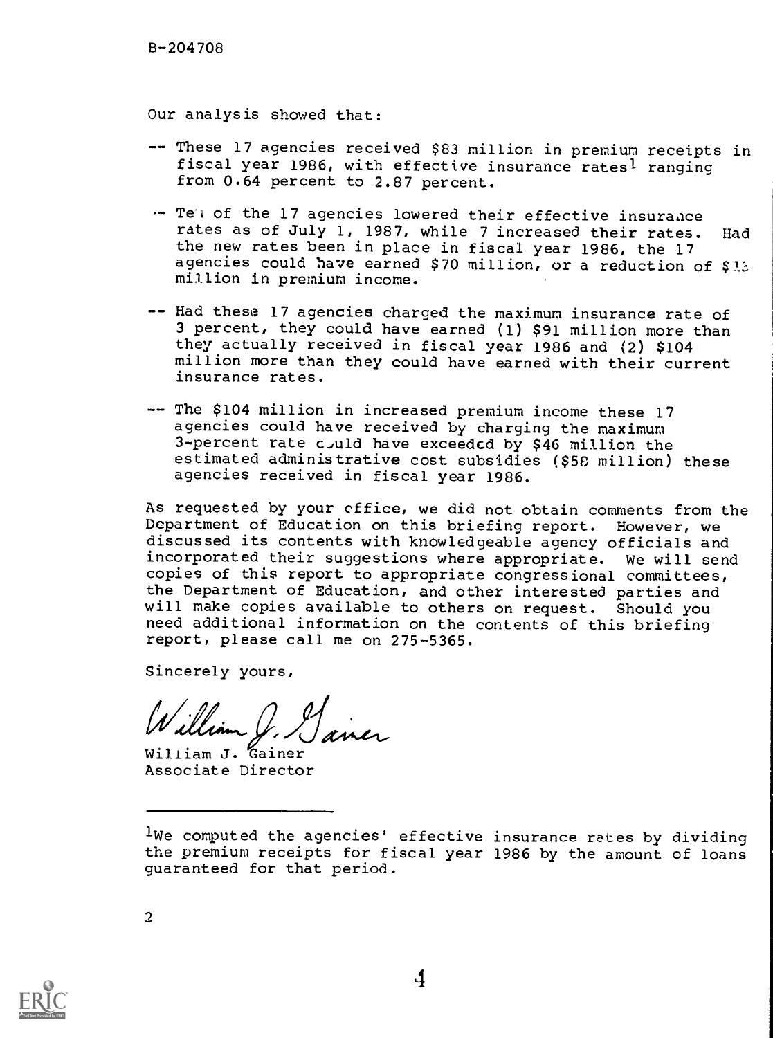B-204708

Our analysis showed that:

-- These 17 agencies received $83 million in premium receipts in fiscal year 1986, with effective insurance rates[1] ranging from 0.64 percent to 2.87 percent.

-- Ten of the 17 agencies lowered their effective insurance rates as of July 1, 1987, while 7 increased their rates. Had the new rates been in place in fiscal year 1986, the 17 agencies could have earned $70 million, or a reduction of $13 million in premium income.

-- Had these 17 agencies charged the maximum insurance rate of 3 percent, they could have earned (1) $91 million more than they actually received in fiscal year 1986 and (2) $104 million more than they could have earned with their current insurance rates.

-- The $104 million in increased premium income these 17 agencies could have received by charging the maximum 3-percent rate could have exceeded by $46 million the estimated administrative cost subsidies ($58 million) these agencies received in fiscal year 1986.

As requested by your office, we did not obtain comments from the Department of Education on this briefing report. However, we discussed its contents with knowledgeable agency officials and incorporated their suggestions where appropriate. We will send copies of this report to appropriate congressional committees, the Department of Education, and other interested parties and will make copies available to others on request. Should you need additional information on the contents of this briefing report, please call me on 275-5365.

Sincerely yours,

William J. Gainer
Associate Director

---

[1] We computed the agencies' effective insurance rates by dividing the premium receipts for fiscal year 1986 by the amount of loans guaranteed for that period.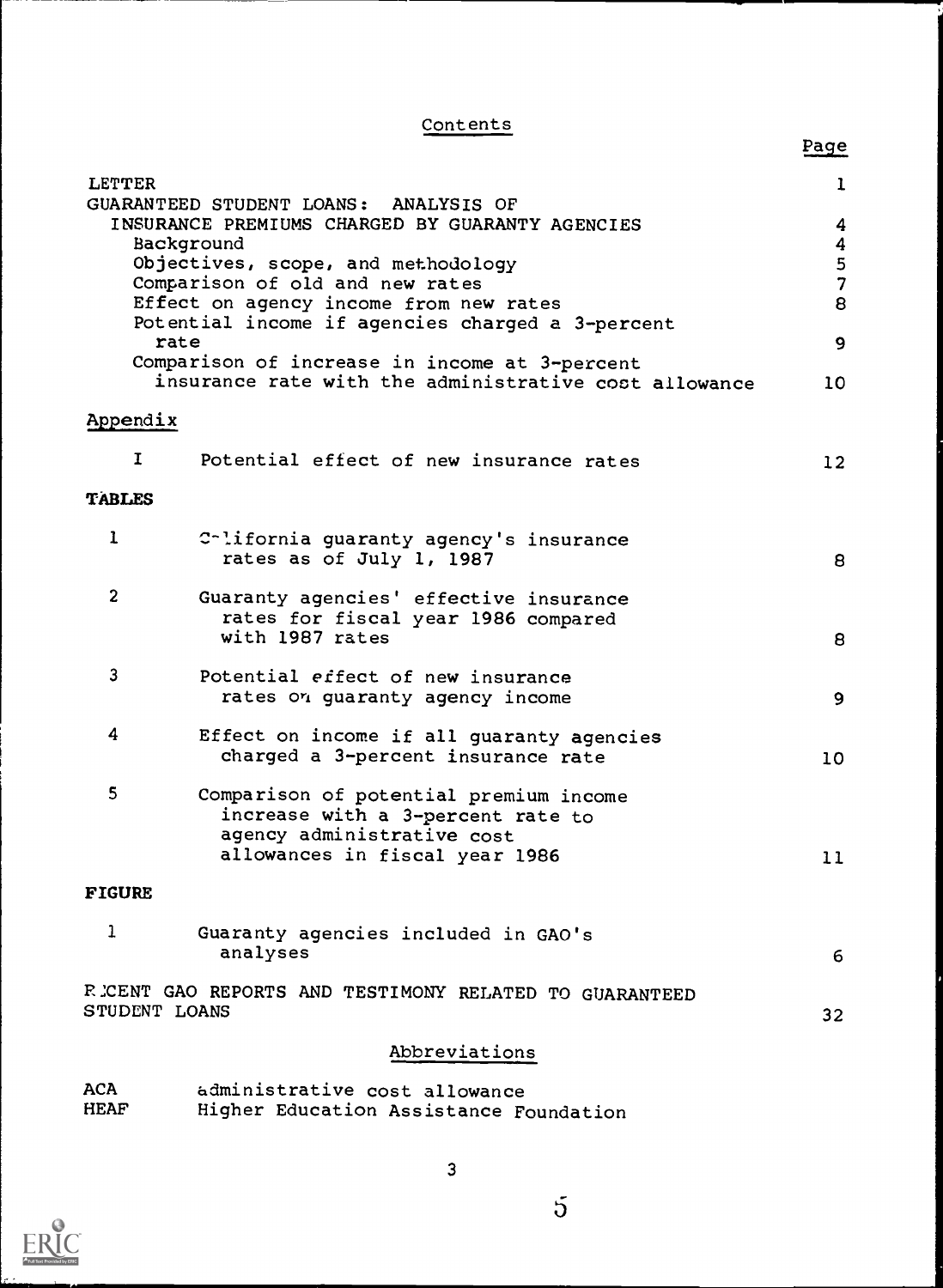# Contents

| | Page |
|---|---|
| LETTER | 1 |
| GUARANTEED STUDENT LOANS: ANALYSIS OF INSURANCE PREMIUMS CHARGED BY GUARANTY AGENCIES | 4 |
| Background | 4 |
| Objectives, scope, and methodology | 5 |
| Comparison of old and new rates | 7 |
| Effect on agency income from new rates | 8 |
| Potential income if agencies charged a 3-percent rate | 9 |
| Comparison of increase in income at 3-percent insurance rate with the administrative cost allowance | 10 |

**Appendix**

| | | |
|---|---|---|
| I | Potential effect of new insurance rates | 12 |

**TABLES**

| | | |
|---|---|---|
| 1 | California guaranty agency's insurance rates as of July 1, 1987 | 8 |
| 2 | Guaranty agencies' effective insurance rates for fiscal year 1986 compared with 1987 rates | 8 |
| 3 | Potential effect of new insurance rates on guaranty agency income | 9 |
| 4 | Effect on income if all guaranty agencies charged a 3-percent insurance rate | 10 |
| 5 | Comparison of potential premium income increase with a 3-percent rate to agency administrative cost allowances in fiscal year 1986 | 11 |

**FIGURE**

| | | |
|---|---|---|
| 1 | Guaranty agencies included in GAO's analyses | 6 |

RECENT GAO REPORTS AND TESTIMONY RELATED TO GUARANTEED STUDENT LOANS 32

## Abbreviations

| | |
|---|---|
| ACA | administrative cost allowance |
| HEAF | Higher Education Assistance Foundation |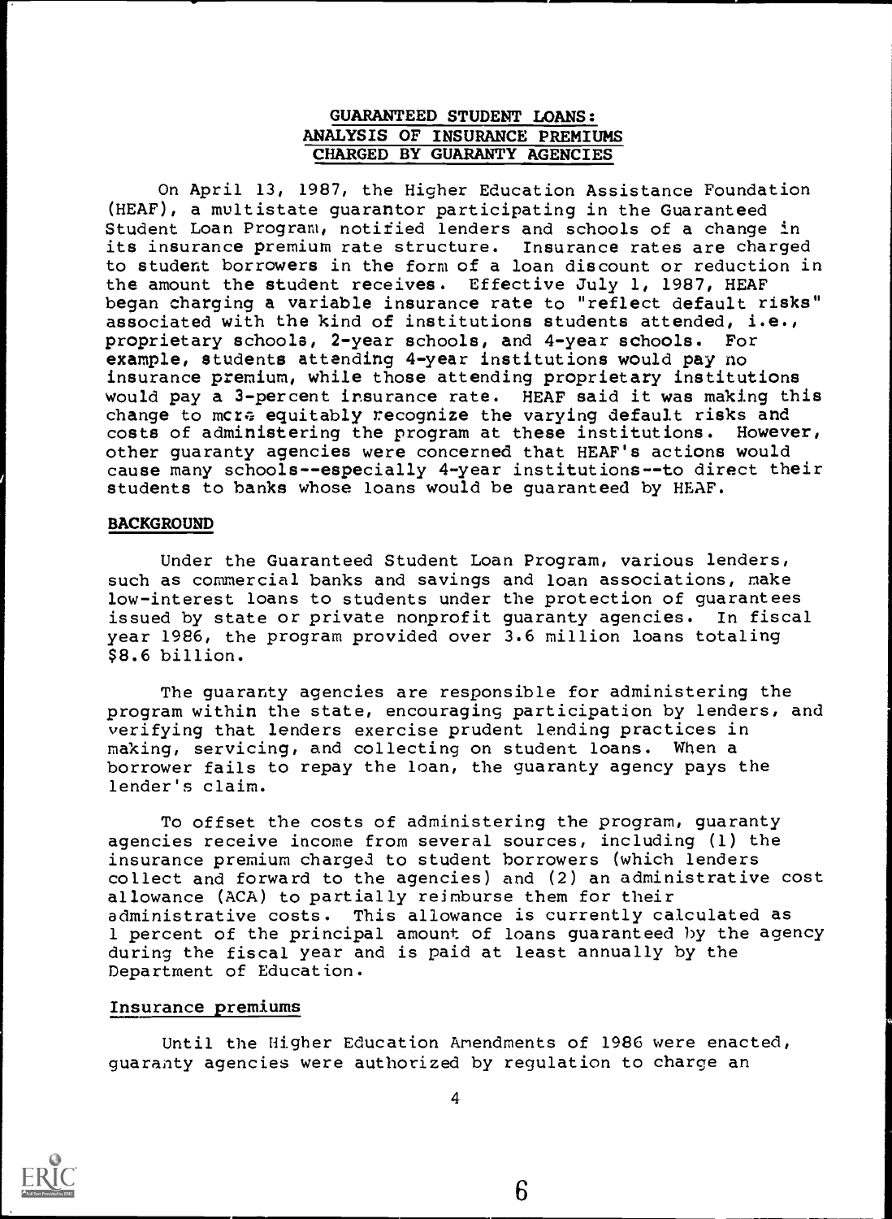## GUARANTEED STUDENT LOANS: ANALYSIS OF INSURANCE PREMIUMS CHARGED BY GUARANTY AGENCIES

On April 13, 1987, the Higher Education Assistance Foundation (HEAF), a multistate guarantor participating in the Guaranteed Student Loan Program, notified lenders and schools of a change in its insurance premium rate structure. Insurance rates are charged to student borrowers in the form of a loan discount or reduction in the amount the student receives. Effective July 1, 1987, HEAF began charging a variable insurance rate to "reflect default risks" associated with the kind of institutions students attended, i.e., proprietary schools, 2-year schools, and 4-year schools. For example, students attending 4-year institutions would pay no insurance premium, while those attending proprietary institutions would pay a 3-percent insurance rate. HEAF said it was making this change to more equitably recognize the varying default risks and costs of administering the program at these institutions. However, other guaranty agencies were concerned that HEAF's actions would cause many schools--especially 4-year institutions--to direct their students to banks whose loans would be guaranteed by HEAF.

### BACKGROUND

Under the Guaranteed Student Loan Program, various lenders, such as commercial banks and savings and loan associations, make low-interest loans to students under the protection of guarantees issued by state or private nonprofit guaranty agencies. In fiscal year 1986, the program provided over 3.6 million loans totaling $8.6 billion.

The guaranty agencies are responsible for administering the program within the state, encouraging participation by lenders, and verifying that lenders exercise prudent lending practices in making, servicing, and collecting on student loans. When a borrower fails to repay the loan, the guaranty agency pays the lender's claim.

To offset the costs of administering the program, guaranty agencies receive income from several sources, including (1) the insurance premium charged to student borrowers (which lenders collect and forward to the agencies) and (2) an administrative cost allowance (ACA) to partially reimburse them for their administrative costs. This allowance is currently calculated as 1 percent of the principal amount of loans guaranteed by the agency during the fiscal year and is paid at least annually by the Department of Education.

#### Insurance premiums

Until the Higher Education Amendments of 1986 were enacted, guaranty agencies were authorized by regulation to charge an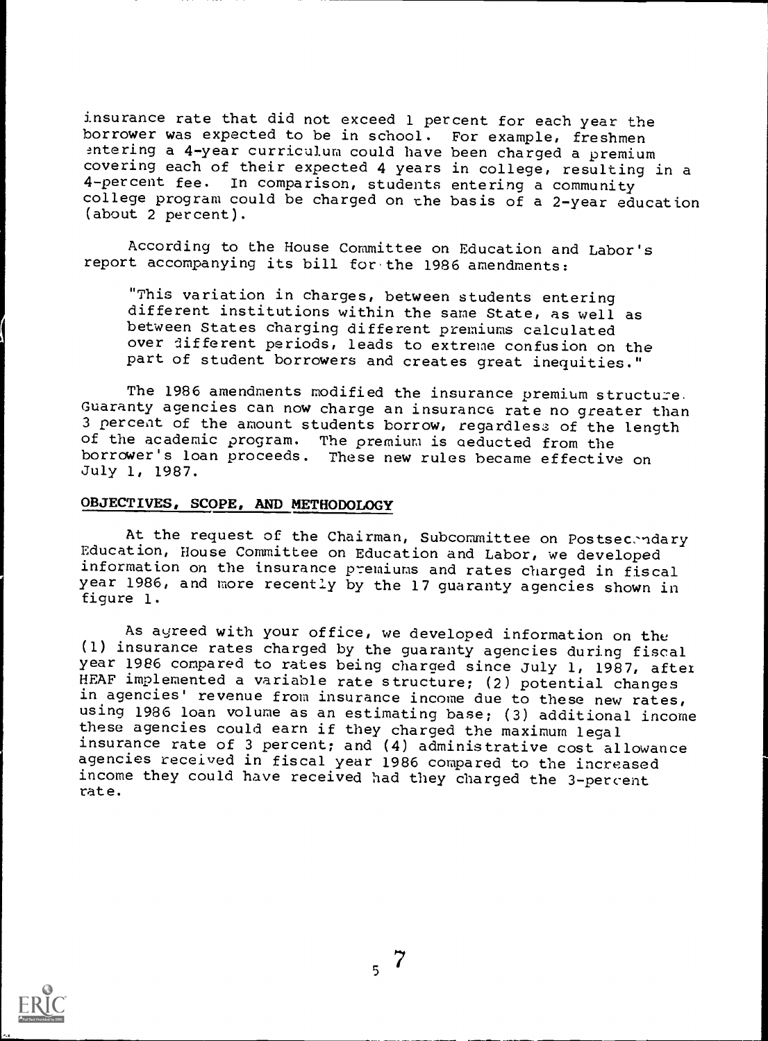insurance rate that did not exceed 1 percent for each year the borrower was expected to be in school. For example, freshmen entering a 4-year curriculum could have been charged a premium covering each of their expected 4 years in college, resulting in a 4-percent fee. In comparison, students entering a community college program could be charged on the basis of a 2-year education (about 2 percent).

According to the House Committee on Education and Labor's report accompanying its bill for the 1986 amendments:

> "This variation in charges, between students entering different institutions within the same State, as well as between States charging different premiums calculated over different periods, leads to extreme confusion on the part of student borrowers and creates great inequities."

The 1986 amendments modified the insurance premium structure. Guaranty agencies can now charge an insurance rate no greater than 3 percent of the amount students borrow, regardless of the length of the academic program. The premium is deducted from the borrower's loan proceeds. These new rules became effective on July 1, 1987.

## OBJECTIVES, SCOPE, AND METHODOLOGY

At the request of the Chairman, Subcommittee on Postsecondary Education, House Committee on Education and Labor, we developed information on the insurance premiums and rates charged in fiscal year 1986, and more recently by the 17 guaranty agencies shown in figure 1.

As agreed with your office, we developed information on the (1) insurance rates charged by the guaranty agencies during fiscal year 1986 compared to rates being charged since July 1, 1987, after HEAF implemented a variable rate structure; (2) potential changes in agencies' revenue from insurance income due to these new rates, using 1986 loan volume as an estimating base; (3) additional income these agencies could earn if they charged the maximum legal insurance rate of 3 percent; and (4) administrative cost allowance agencies received in fiscal year 1986 compared to the increased income they could have received had they charged the 3-percent rate.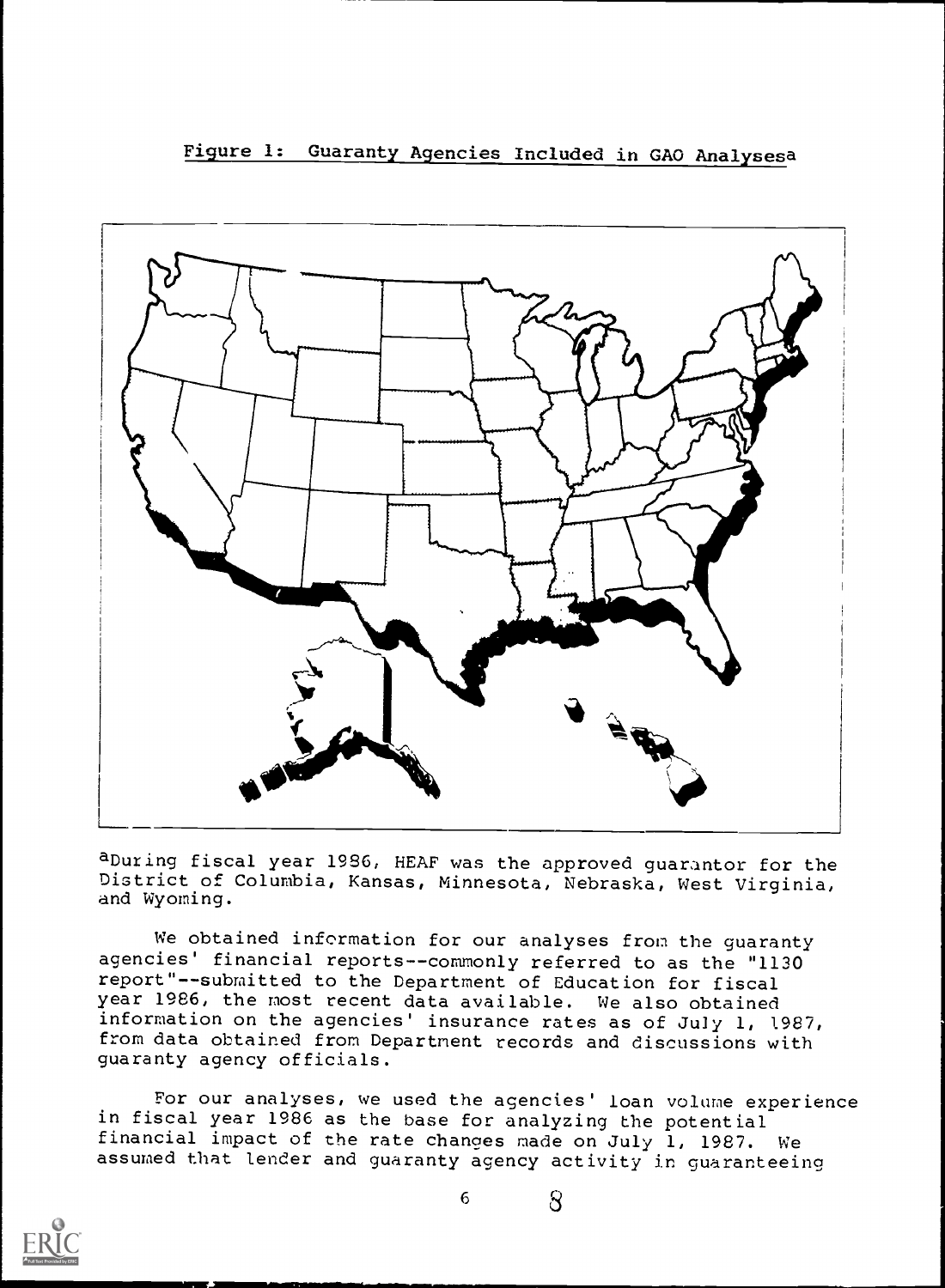Figure 1: Guaranty Agencies Included in GAO Analyses[a]

[a]During fiscal year 1986, HEAF was the approved guarantor for the District of Columbia, Kansas, Minnesota, Nebraska, West Virginia, and Wyoming.

We obtained information for our analyses from the guaranty agencies' financial reports--commonly referred to as the "1130 report"--submitted to the Department of Education for fiscal year 1986, the most recent data available. We also obtained information on the agencies' insurance rates as of July 1, 1987, from data obtained from Department records and discussions with guaranty agency officials.

For our analyses, we used the agencies' loan volume experience in fiscal year 1986 as the base for analyzing the potential financial impact of the rate changes made on July 1, 1987. We assumed that lender and guaranty agency activity in guaranteeing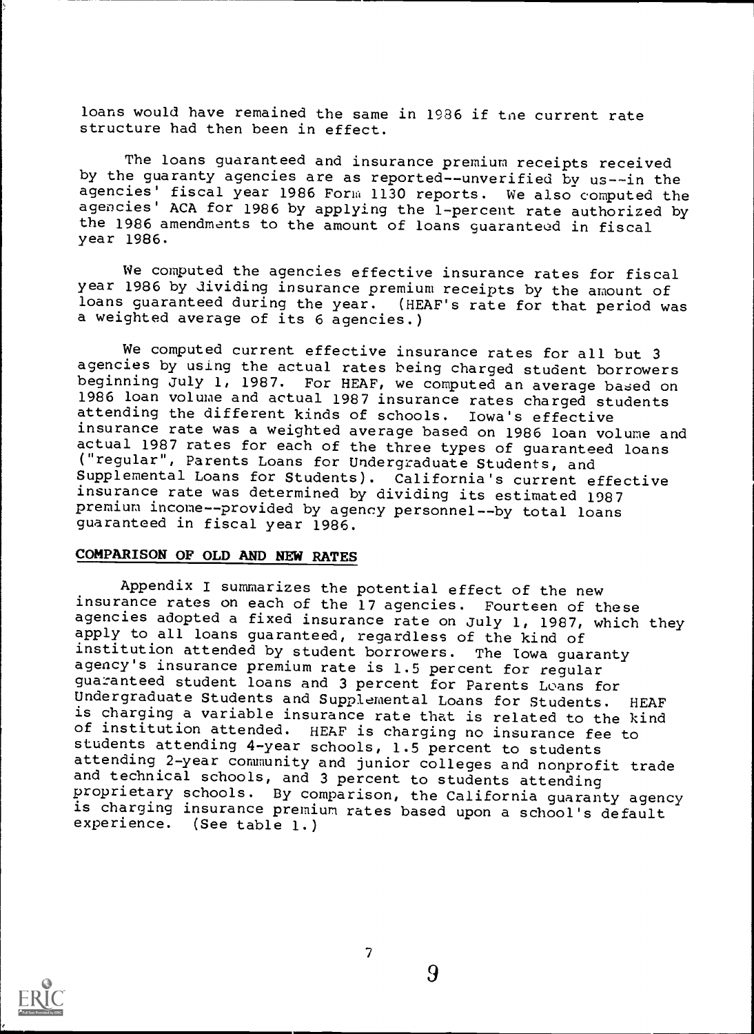loans would have remained the same in 1986 if the current rate structure had then been in effect.

The loans guaranteed and insurance premium receipts received by the guaranty agencies are as reported--unverified by us--in the agencies' fiscal year 1986 Form 1130 reports. We also computed the agencies' ACA for 1986 by applying the 1-percent rate authorized by the 1986 amendments to the amount of loans guaranteed in fiscal year 1986.

We computed the agencies effective insurance rates for fiscal year 1986 by dividing insurance premium receipts by the amount of loans guaranteed during the year. (HEAF's rate for that period was a weighted average of its 6 agencies.)

We computed current effective insurance rates for all but 3 agencies by using the actual rates being charged student borrowers beginning July 1, 1987. For HEAF, we computed an average based on 1986 loan volume and actual 1987 insurance rates charged students attending the different kinds of schools. Iowa's effective insurance rate was a weighted average based on 1986 loan volume and actual 1987 rates for each of the three types of guaranteed loans ("regular", Parents Loans for Undergraduate Students, and Supplemental Loans for Students). California's current effective insurance rate was determined by dividing its estimated 1987 premium income--provided by agency personnel--by total loans guaranteed in fiscal year 1986.

## COMPARISON OF OLD AND NEW RATES

Appendix I summarizes the potential effect of the new insurance rates on each of the 17 agencies. Fourteen of these agencies adopted a fixed insurance rate on July 1, 1987, which they apply to all loans guaranteed, regardless of the kind of institution attended by student borrowers. The Iowa guaranty agency's insurance premium rate is 1.5 percent for regular guaranteed student loans and 3 percent for Parents Loans for Undergraduate Students and Supplemental Loans for Students. HEAF is charging a variable insurance rate that is related to the kind of institution attended. HEAF is charging no insurance fee to students attending 4-year schools, 1.5 percent to students attending 2-year community and junior colleges and nonprofit trade and technical schools, and 3 percent to students attending proprietary schools. By comparison, the California guaranty agency is charging insurance premium rates based upon a school's default experience. (See table 1.)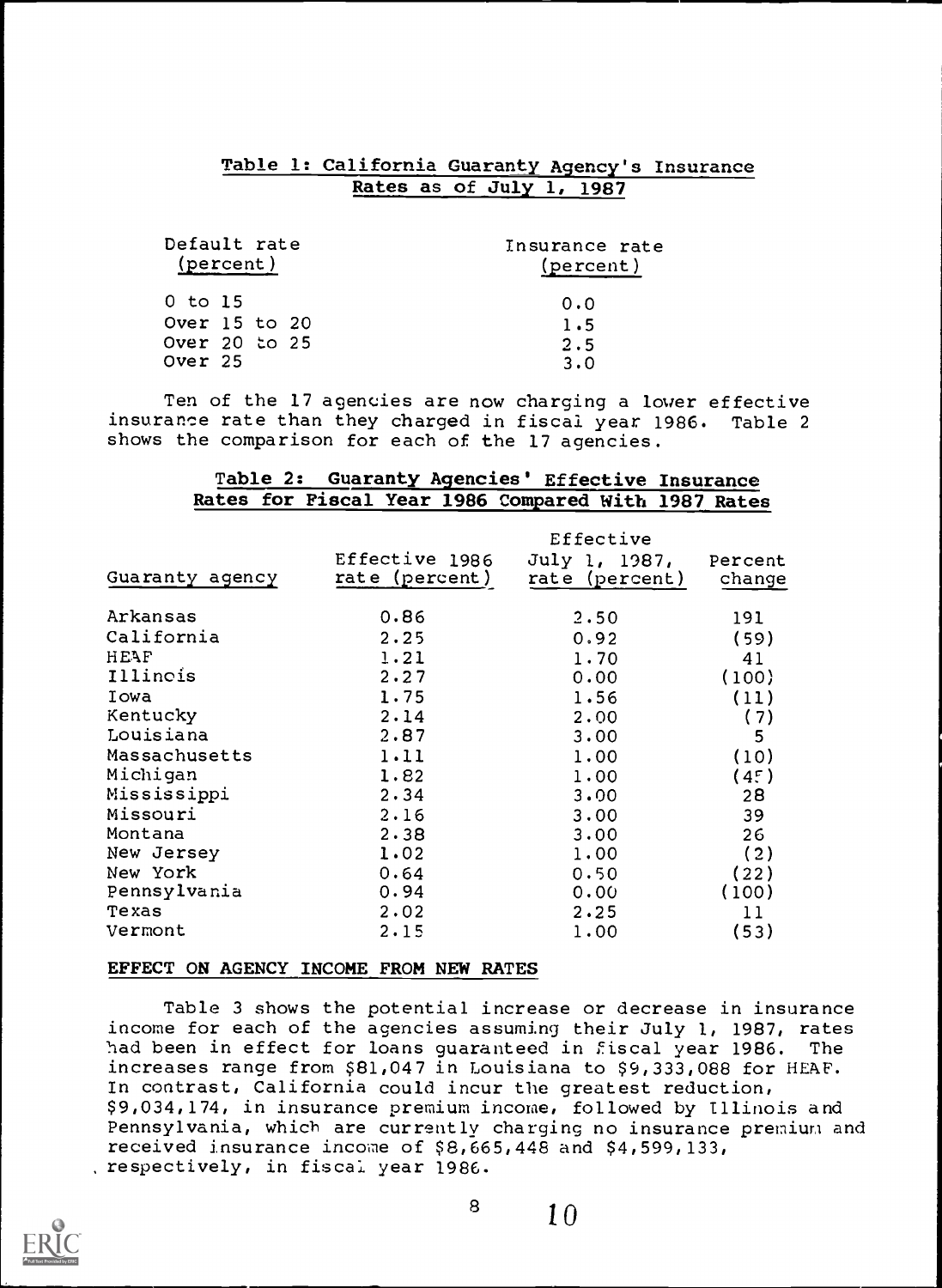**Table 1: California Guaranty Agency's Insurance Rates as of July 1, 1987**

| Default rate (percent) | Insurance rate (percent) |
|---|---|
| 0 to 15 | 0.0 |
| Over 15 to 20 | 1.5 |
| Over 20 to 25 | 2.5 |
| Over 25 | 3.0 |

Ten of the 17 agencies are now charging a lower effective insurance rate than they charged in fiscal year 1986. Table 2 shows the comparison for each of the 17 agencies.

**Table 2: Guaranty Agencies' Effective Insurance Rates for Fiscal Year 1986 Compared With 1987 Rates**

| Guaranty agency | Effective 1986 rate (percent) | Effective July 1, 1987, rate (percent) | Percent change |
|---|---|---|---|
| Arkansas | 0.86 | 2.50 | 191 |
| California | 2.25 | 0.92 | (59) |
| HEAF | 1.21 | 1.70 | 41 |
| Illinois | 2.27 | 0.00 | (100) |
| Iowa | 1.75 | 1.56 | (11) |
| Kentucky | 2.14 | 2.00 | (7) |
| Louisiana | 2.87 | 3.00 | 5 |
| Massachusetts | 1.11 | 1.00 | (10) |
| Michigan | 1.82 | 1.00 | (45) |
| Mississippi | 2.34 | 3.00 | 28 |
| Missouri | 2.16 | 3.00 | 39 |
| Montana | 2.38 | 3.00 | 26 |
| New Jersey | 1.02 | 1.00 | (2) |
| New York | 0.64 | 0.50 | (22) |
| Pennsylvania | 0.94 | 0.00 | (100) |
| Texas | 2.02 | 2.25 | 11 |
| Vermont | 2.15 | 1.00 | (53) |

## EFFECT ON AGENCY INCOME FROM NEW RATES

Table 3 shows the potential increase or decrease in insurance income for each of the agencies assuming their July 1, 1987, rates had been in effect for loans guaranteed in fiscal year 1986. The increases range from $81,047 in Louisiana to $9,333,088 for HEAF. In contrast, California could incur the greatest reduction, $9,034,174, in insurance premium income, followed by Illinois and Pennsylvania, which are currently charging no insurance premium and received insurance income of $8,665,448 and $4,599,133, respectively, in fiscal year 1986.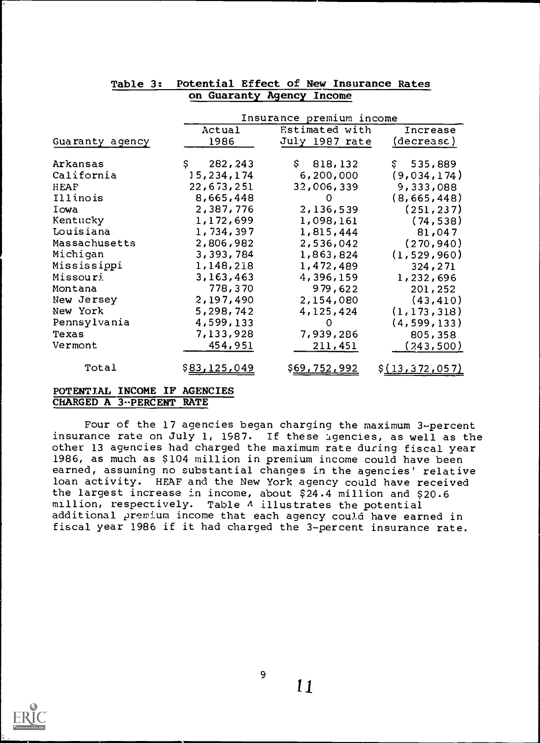**Table 3: Potential Effect of New Insurance Rates on Guaranty Agency Income**

| Guaranty agency | Insurance premium income | | |
|---|---|---|---|
| | Actual 1986 | Estimated with July 1987 rate | Increase (decrease) |
| Arkansas | $ 282,243 | $ 818,132 | $ 535,889 |
| California | 15,234,174 | 6,200,000 | (9,034,174) |
| HEAF | 22,673,251 | 32,006,339 | 9,333,088 |
| Illinois | 8,665,448 | 0 | (8,665,448) |
| Iowa | 2,387,776 | 2,136,539 | (251,237) |
| Kentucky | 1,172,699 | 1,098,161 | (74,538) |
| Louisiana | 1,734,397 | 1,815,444 | 81,047 |
| Massachusetts | 2,806,982 | 2,536,042 | (270,940) |
| Michigan | 3,393,784 | 1,863,824 | (1,529,960) |
| Mississippi | 1,148,218 | 1,472,489 | 324,271 |
| Missouri | 3,163,463 | 4,396,159 | 1,232,696 |
| Montana | 778,370 | 979,622 | 201,252 |
| New Jersey | 2,197,490 | 2,154,080 | (43,410) |
| New York | 5,298,742 | 4,125,424 | (1,173,318) |
| Pennsylvania | 4,599,133 | 0 | (4,599,133) |
| Texas | 7,133,928 | 7,939,286 | 805,358 |
| Vermont | 454,951 | 211,451 | (243,500) |
| Total | $83,125,049 | $69,752,992 | $(13,372,057) |

## POTENTIAL INCOME IF AGENCIES CHARGED A 3-PERCENT RATE

Four of the 17 agencies began charging the maximum 3-percent insurance rate on July 1, 1987. If these agencies, as well as the other 13 agencies had charged the maximum rate during fiscal year 1986, as much as $104 million in premium income could have been earned, assuming no substantial changes in the agencies' relative loan activity. HEAF and the New York agency could have received the largest increase in income, about $24.4 million and $20.6 million, respectively. Table 4 illustrates the potential additional premium income that each agency could have earned in fiscal year 1986 if it had charged the 3-percent insurance rate.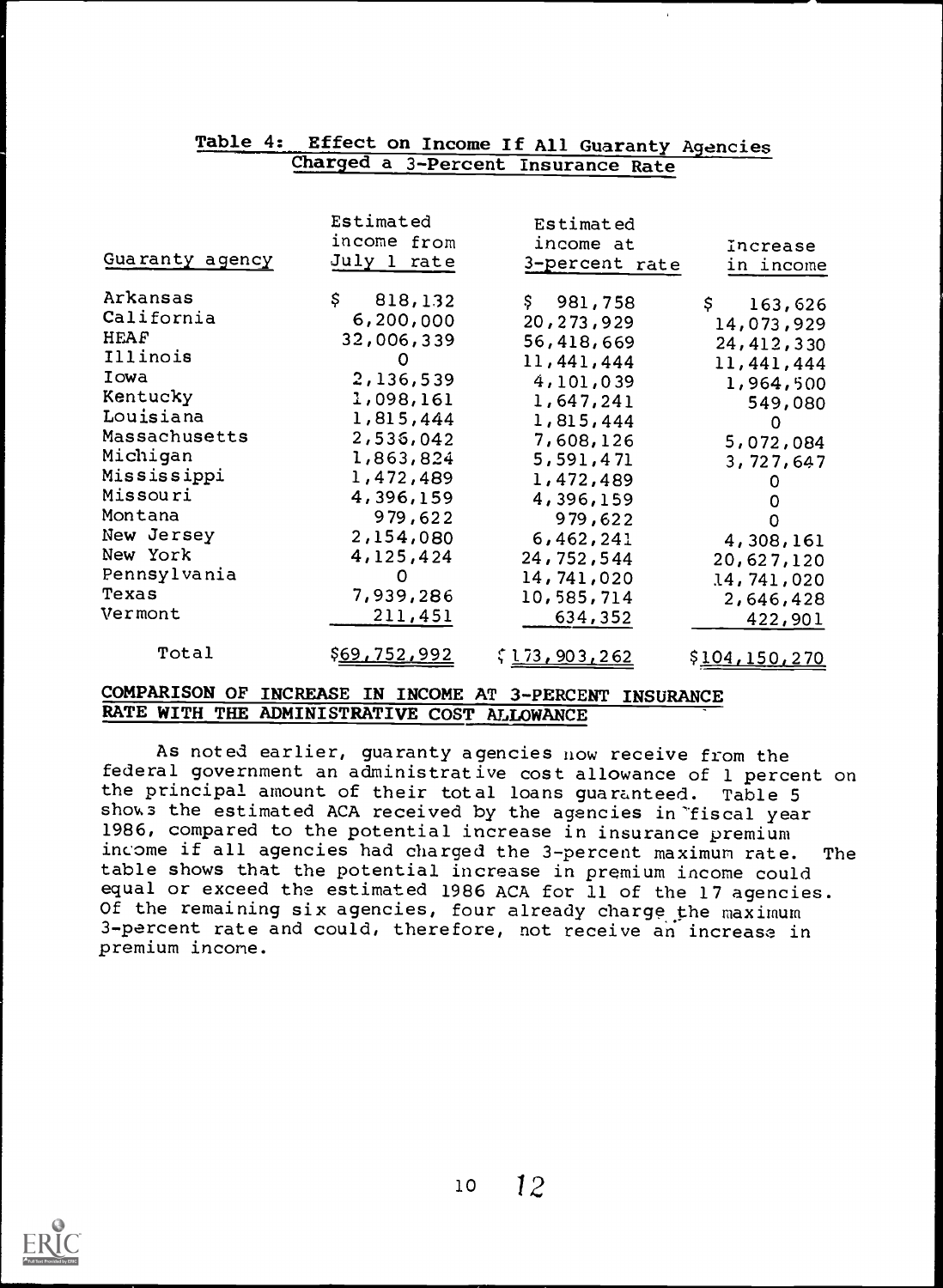## Table 4: Effect on Income If All Guaranty Agencies Charged a 3-Percent Insurance Rate

| Guaranty agency | Estimated income from July 1 rate | Estimated income at 3-percent rate | Increase in income |
|---|---|---|---|
| Arkansas | $ 818,132 | $ 981,758 | $ 163,626 |
| California | 6,200,000 | 20,273,929 | 14,073,929 |
| HEAF | 32,006,339 | 56,418,669 | 24,412,330 |
| Illinois | 0 | 11,441,444 | 11,441,444 |
| Iowa | 2,136,539 | 4,101,039 | 1,964,500 |
| Kentucky | 1,098,161 | 1,647,241 | 549,080 |
| Louisiana | 1,815,444 | 1,815,444 | 0 |
| Massachusetts | 2,536,042 | 7,608,126 | 5,072,084 |
| Michigan | 1,863,824 | 5,591,471 | 3,727,647 |
| Mississippi | 1,472,489 | 1,472,489 | 0 |
| Missouri | 4,396,159 | 4,396,159 | 0 |
| Montana | 979,622 | 979,622 | 0 |
| New Jersey | 2,154,080 | 6,462,241 | 4,308,161 |
| New York | 4,125,424 | 24,752,544 | 20,627,120 |
| Pennsylvania | 0 | 14,741,020 | 14,741,020 |
| Texas | 7,939,286 | 10,585,714 | 2,646,428 |
| Vermont | 211,451 | 634,352 | 422,901 |
| Total | $69,752,992 | $173,903,262 | $104,150,270 |

## COMPARISON OF INCREASE IN INCOME AT 3-PERCENT INSURANCE RATE WITH THE ADMINISTRATIVE COST ALLOWANCE

As noted earlier, guaranty agencies now receive from the federal government an administrative cost allowance of 1 percent on the principal amount of their total loans guaranteed. Table 5 shows the estimated ACA received by the agencies in fiscal year 1986, compared to the potential increase in insurance premium income if all agencies had charged the 3-percent maximum rate. The table shows that the potential increase in premium income could equal or exceed the estimated 1986 ACA for 11 of the 17 agencies. Of the remaining six agencies, four already charge the maximum 3-percent rate and could, therefore, not receive an increase in premium income.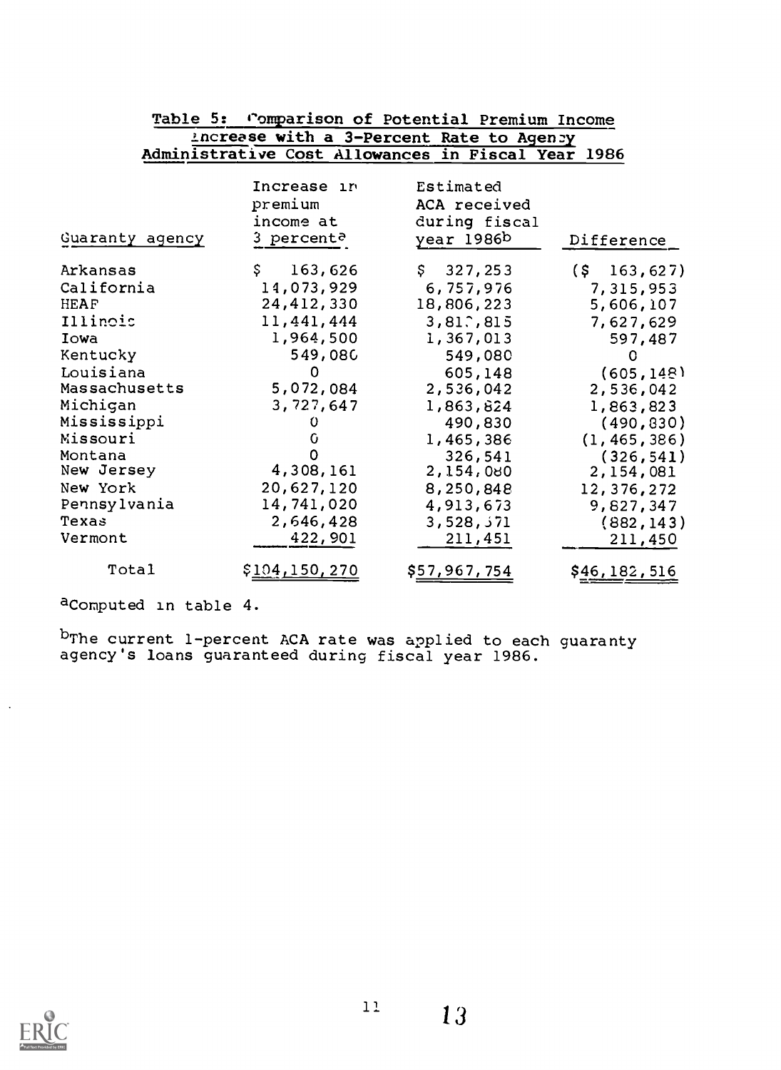## Table 5: Comparison of Potential Premium Income Increase with a 3-Percent Rate to Agency Administrative Cost Allowances in Fiscal Year 1986

| Guaranty agency | Increase in premium income at 3 percent[a] | Estimated ACA received during fiscal year 1986[b] | Difference |
|---|---|---|---|
| Arkansas | $ 163,626 | $ 327,253 | ($ 163,627) |
| California | 14,073,929 | 6,757,976 | 7,315,953 |
| HEAF | 24,412,330 | 18,806,223 | 5,606,107 |
| Illinois | 11,441,444 | 3,813,815 | 7,627,629 |
| Iowa | 1,964,500 | 1,367,013 | 597,487 |
| Kentucky | 549,080 | 549,080 | 0 |
| Louisiana | 0 | 605,148 | (605,148) |
| Massachusetts | 5,072,084 | 2,536,042 | 2,536,042 |
| Michigan | 3,727,647 | 1,863,824 | 1,863,823 |
| Mississippi | 0 | 490,830 | (490,830) |
| Missouri | 0 | 1,465,386 | (1,465,386) |
| Montana | 0 | 326,541 | (326,541) |
| New Jersey | 4,308,161 | 2,154,080 | 2,154,081 |
| New York | 20,627,120 | 8,250,848 | 12,376,272 |
| Pennsylvania | 14,741,020 | 4,913,673 | 9,827,347 |
| Texas | 2,646,428 | 3,528,571 | (882,143) |
| Vermont | 422,901 | 211,451 | 211,450 |
| Total | $104,150,270 | $57,967,754 | $46,182,516 |

[a]Computed in table 4.

[b]The current 1-percent ACA rate was applied to each guaranty agency's loans guaranteed during fiscal year 1986.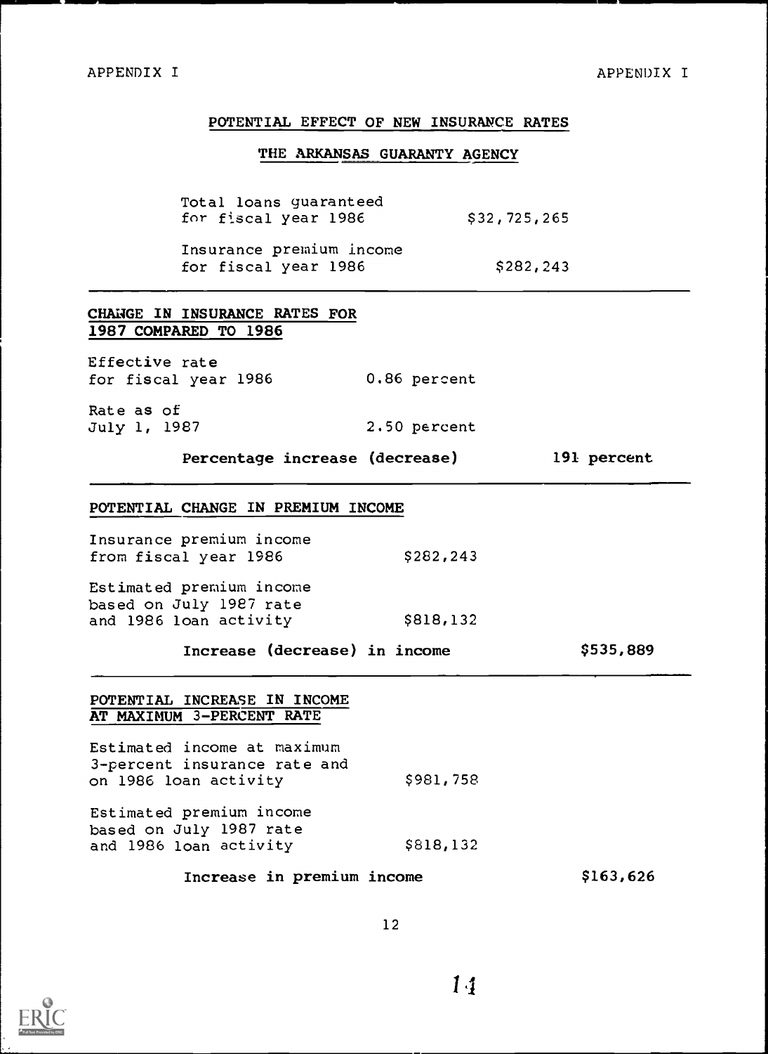## POTENTIAL EFFECT OF NEW INSURANCE RATES

### THE ARKANSAS GUARANTY AGENCY

| | |
|---|---|
| Total loans guaranteed for fiscal year 1986 | $32,725,265 |
| Insurance premium income for fiscal year 1986 | $282,243 |

**CHANGE IN INSURANCE RATES FOR 1987 COMPARED TO 1986**

| | | |
|---|---|---|
| Effective rate for fiscal year 1986 | 0.86 percent | |
| Rate as of July 1, 1987 | 2.50 percent | |
| Percentage increase (decrease) | | 191 percent |

**POTENTIAL CHANGE IN PREMIUM INCOME**

| | | |
|---|---|---|
| Insurance premium income from fiscal year 1986 | $282,243 | |
| Estimated premium income based on July 1987 rate and 1986 loan activity | $818,132 | |
| Increase (decrease) in income | | $535,889 |

**POTENTIAL INCREASE IN INCOME AT MAXIMUM 3-PERCENT RATE**

| | | |
|---|---|---|
| Estimated income at maximum 3-percent insurance rate and on 1986 loan activity | $981,758 | |
| Estimated premium income based on July 1987 rate and 1986 loan activity | $818,132 | |
| Increase in premium income | | $163,626 |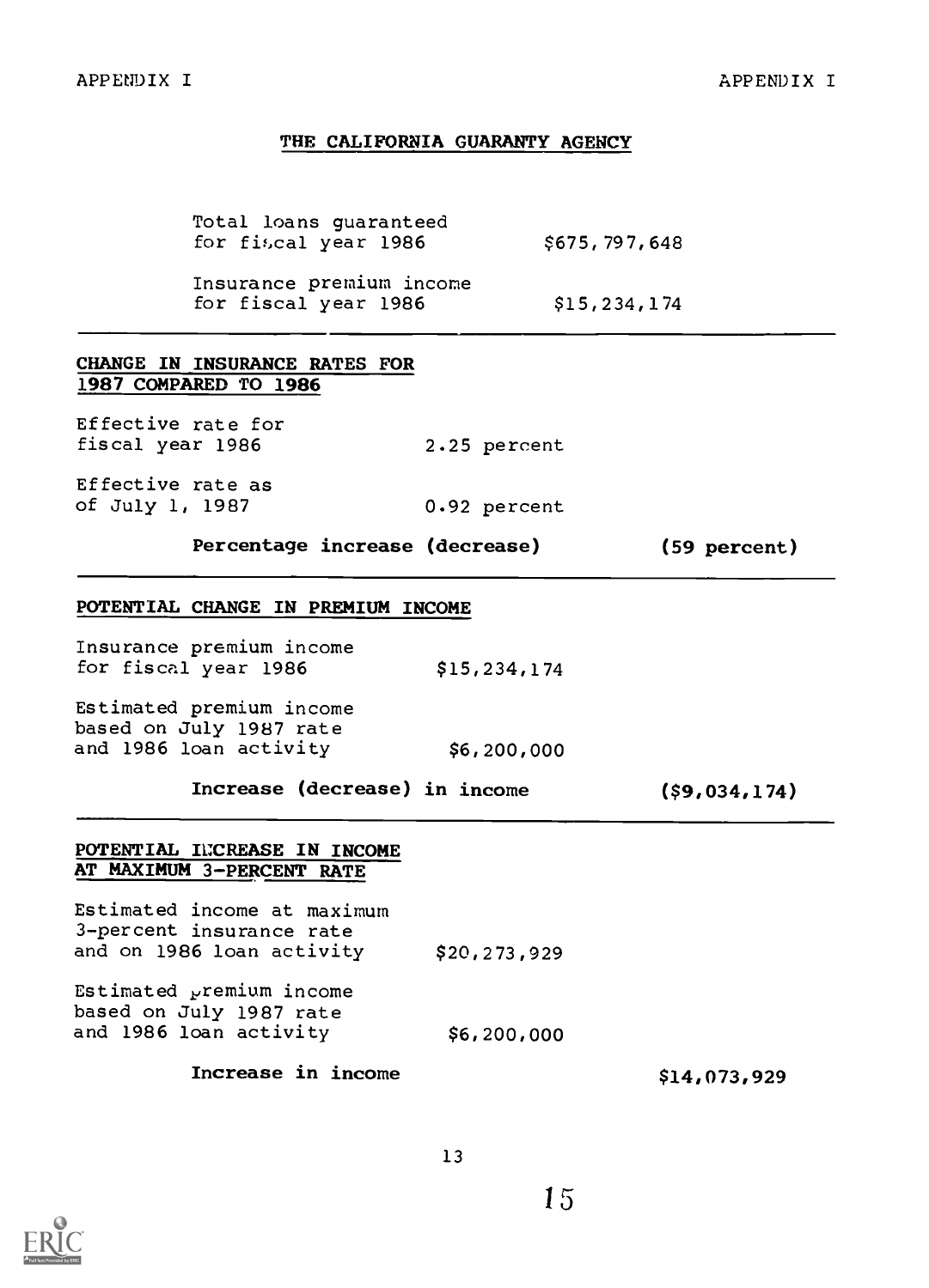## THE CALIFORNIA GUARANTY AGENCY

| | |
|---|---|
| Total loans guaranteed for fiscal year 1986 | $675,797,648 |
| Insurance premium income for fiscal year 1986 | $15,234,174 |

### CHANGE IN INSURANCE RATES FOR 1987 COMPARED TO 1986

| | | |
|---|---|---|
| Effective rate for fiscal year 1986 | 2.25 percent | |
| Effective rate as of July 1, 1987 | 0.92 percent | |
| **Percentage increase (decrease)** | | **(59 percent)** |

### POTENTIAL CHANGE IN PREMIUM INCOME

| | | |
|---|---|---|
| Insurance premium income for fiscal year 1986 | $15,234,174 | |
| Estimated premium income based on July 1987 rate and 1986 loan activity | $6,200,000 | |
| **Increase (decrease) in income** | | **($9,034,174)** |

### POTENTIAL INCREASE IN INCOME AT MAXIMUM 3-PERCENT RATE

| | | |
|---|---|---|
| Estimated income at maximum 3-percent insurance rate and on 1986 loan activity | $20,273,929 | |
| Estimated premium income based on July 1987 rate and 1986 loan activity | $6,200,000 | |
| **Increase in income** | | $14,073,929 |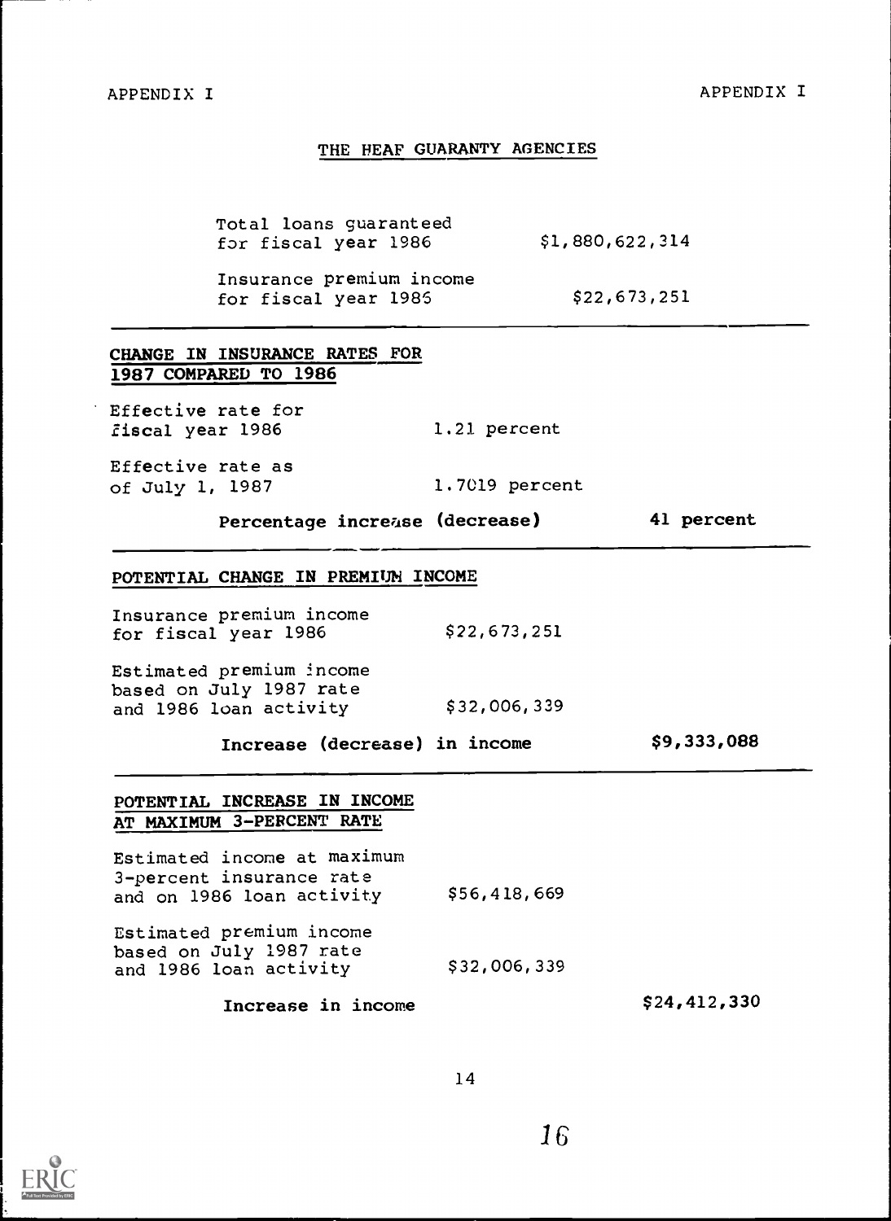## THE HEAF GUARANTY AGENCIES

| | |
|---|---|
| Total loans guaranteed for fiscal year 1986 | $1,880,622,314 |
| Insurance premium income for fiscal year 1986 | $22,673,251 |

### CHANGE IN INSURANCE RATES FOR 1987 COMPARED TO 1986

| | | |
|---|---|---|
| Effective rate for fiscal year 1986 | 1.21 percent | |
| Effective rate as of July 1, 1987 | 1.7019 percent | |
| **Percentage increase (decrease)** | | **41 percent** |

### POTENTIAL CHANGE IN PREMIUM INCOME

| | | |
|---|---|---|
| Insurance premium income for fiscal year 1986 | $22,673,251 | |
| Estimated premium income based on July 1987 rate and 1986 loan activity | $32,006,339 | |
| **Increase (decrease) in income** | | **$9,333,088** |

### POTENTIAL INCREASE IN INCOME AT MAXIMUM 3-PERCENT RATE

| | | |
|---|---|---|
| Estimated income at maximum 3-percent insurance rate and on 1986 loan activity | $56,418,669 | |
| Estimated premium income based on July 1987 rate and 1986 loan activity | $32,006,339 | |
| **Increase in income** | | **$24,412,330** |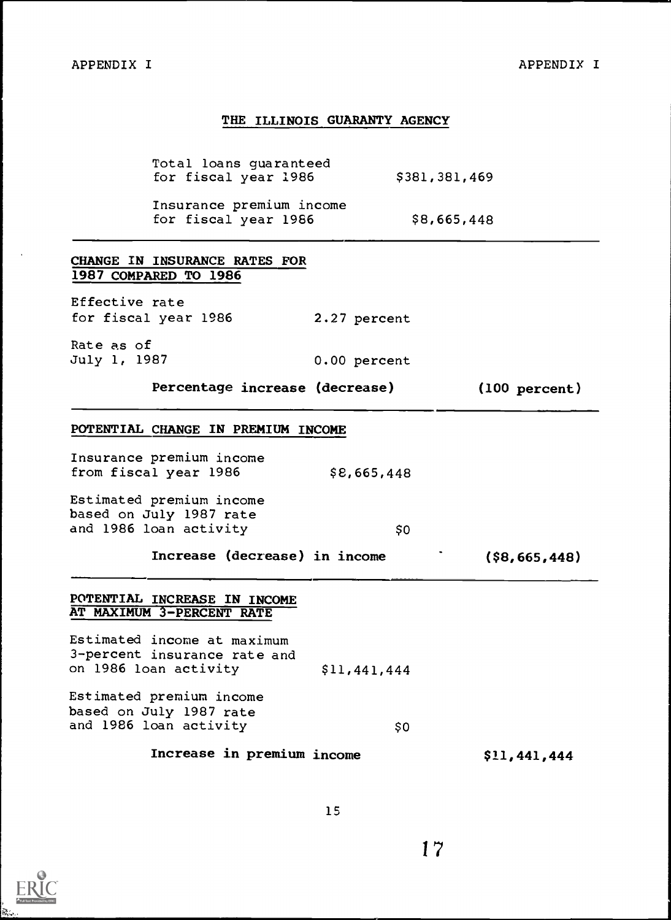APPENDIX I

## THE ILLINOIS GUARANTY AGENCY

| | |
|---|---|
| Total loans guaranteed for fiscal year 1986 | $381,381,469 |
| Insurance premium income for fiscal year 1986 | $8,665,448 |

### CHANGE IN INSURANCE RATES FOR 1987 COMPARED TO 1986

| | | |
|---|---|---|
| Effective rate for fiscal year 1986 | 2.27 percent | |
| Rate as of July 1, 1987 | 0.00 percent | |
| **Percentage increase (decrease)** | | **(100 percent)** |

### POTENTIAL CHANGE IN PREMIUM INCOME

| | | |
|---|---|---|
| Insurance premium income from fiscal year 1986 | $8,665,448 | |
| Estimated premium income based on July 1987 rate and 1986 loan activity | $0 | |
| **Increase (decrease) in income** | | **($8,665,448)** |

### POTENTIAL INCREASE IN INCOME AT MAXIMUM 3-PERCENT RATE

| | | |
|---|---|---|
| Estimated income at maximum 3-percent insurance rate and on 1986 loan activity | $11,441,444 | |
| Estimated premium income based on July 1987 rate and 1986 loan activity | $0 | |
| **Increase in premium income** | | **$11,441,444** |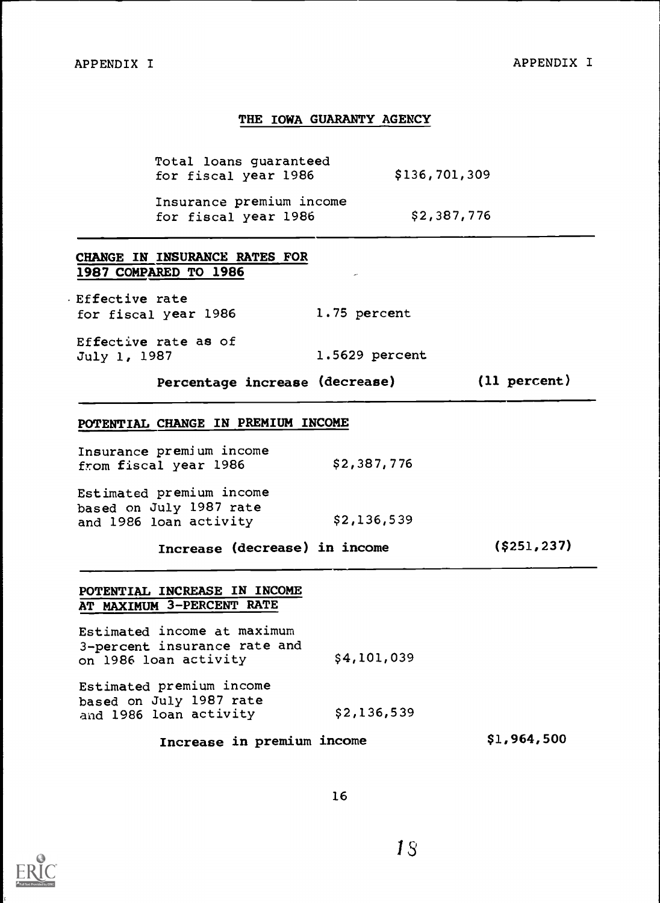## THE IOWA GUARANTY AGENCY

| | |
|---|---|
| Total loans guaranteed for fiscal year 1986 | $136,701,309 |
| Insurance premium income for fiscal year 1986 | $2,387,776 |

**CHANGE IN INSURANCE RATES FOR 1987 COMPARED TO 1986**

| | | |
|---|---|---|
| Effective rate for fiscal year 1986 | 1.75 percent | |
| Effective rate as of July 1, 1987 | 1.5629 percent | |
| **Percentage increase (decrease)** | | **(11 percent)** |

**POTENTIAL CHANGE IN PREMIUM INCOME**

| | | |
|---|---|---|
| Insurance premium income from fiscal year 1986 | $2,387,776 | |
| Estimated premium income based on July 1987 rate and 1986 loan activity | $2,136,539 | |
| **Increase (decrease) in income** | | **($251,237)** |

**POTENTIAL INCREASE IN INCOME AT MAXIMUM 3-PERCENT RATE**

| | | |
|---|---|---|
| Estimated income at maximum 3-percent insurance rate and on 1986 loan activity | $4,101,039 | |
| Estimated premium income based on July 1987 rate and 1986 loan activity | $2,136,539 | |
| **Increase in premium income** | | **$1,964,500** |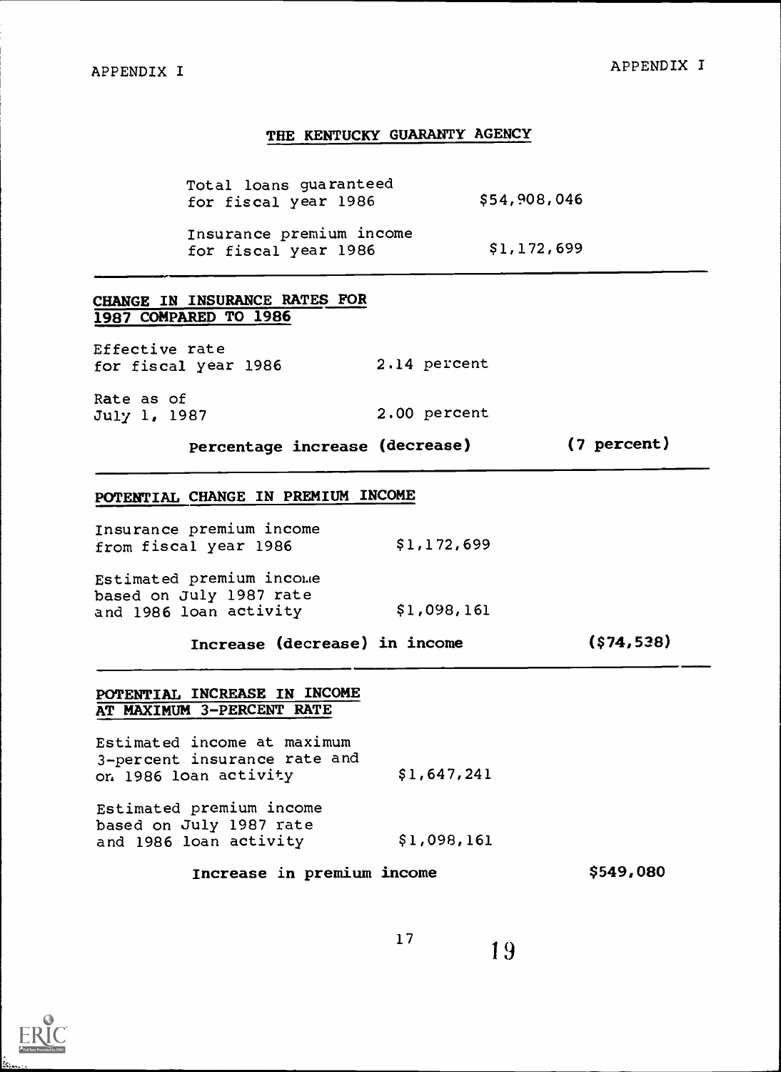## THE KENTUCKY GUARANTY AGENCY

| | |
|---|---|
| Total loans guaranteed for fiscal year 1986 | $54,908,046 |
| Insurance premium income for fiscal year 1986 | $1,172,699 |

### CHANGE IN INSURANCE RATES FOR 1987 COMPARED TO 1986

| | | |
|---|---|---|
| Effective rate for fiscal year 1986 | 2.14 percent | |
| Rate as of July 1, 1987 | 2.00 percent | |
| Percentage increase (decrease) | | (7 percent) |

### POTENTIAL CHANGE IN PREMIUM INCOME

| | | |
|---|---|---|
| Insurance premium income from fiscal year 1986 | $1,172,699 | |
| Estimated premium income based on July 1987 rate and 1986 loan activity | $1,098,161 | |
| Increase (decrease) in income | | ($74,538) |

### POTENTIAL INCREASE IN INCOME AT MAXIMUM 3-PERCENT RATE

| | | |
|---|---|---|
| Estimated income at maximum 3-percent insurance rate and on 1986 loan activity | $1,647,241 | |
| Estimated premium income based on July 1987 rate and 1986 loan activity | $1,098,161 | |
| Increase in premium income | | $549,080 |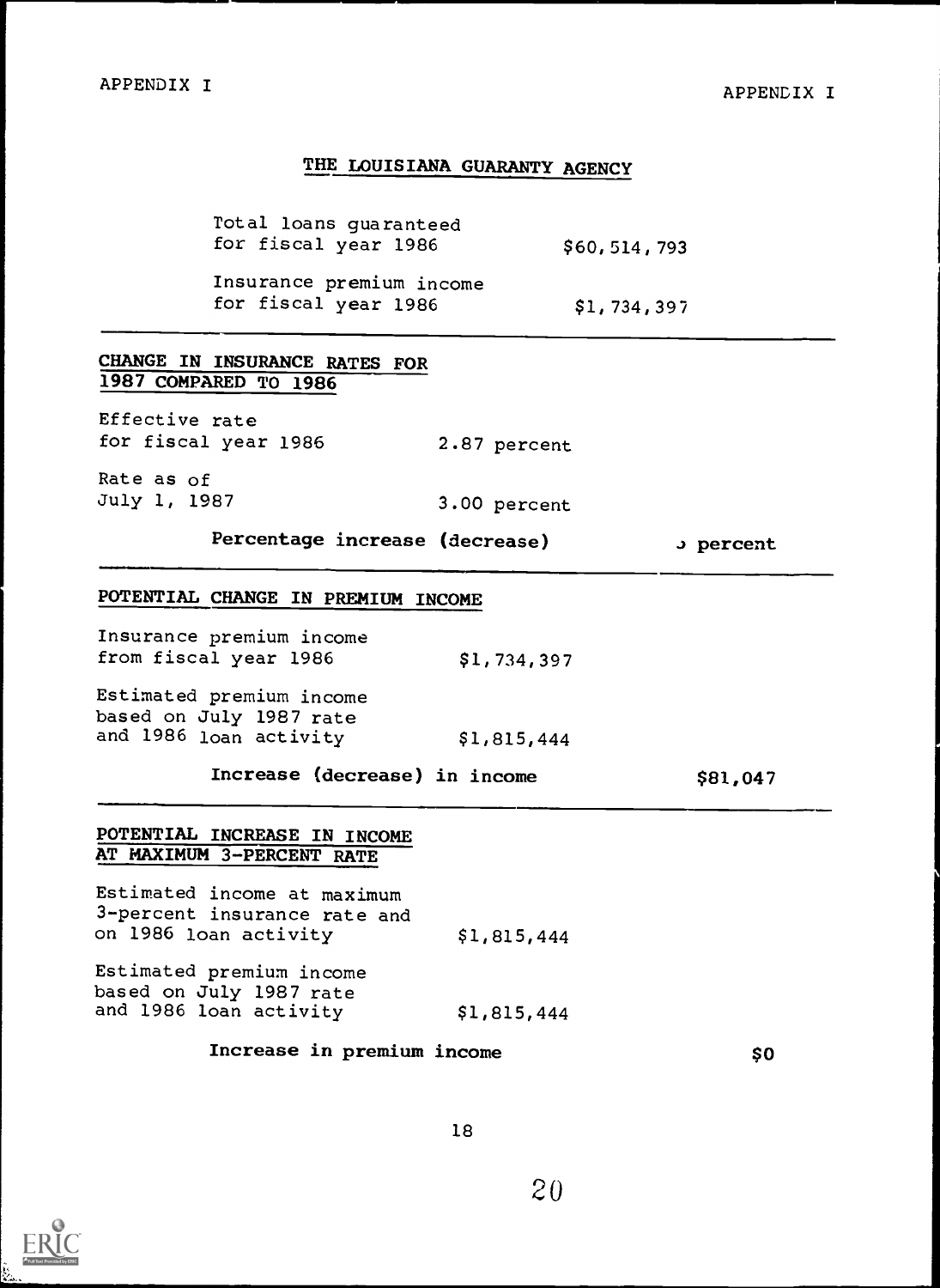## THE LOUISIANA GUARANTY AGENCY

| | |
|---|---|
| Total loans guaranteed for fiscal year 1986 | $60,514,793 |
| Insurance premium income for fiscal year 1986 | $1,734,397 |

### CHANGE IN INSURANCE RATES FOR 1987 COMPARED TO 1986

| | | |
|---|---|---|
| Effective rate for fiscal year 1986 | 2.87 percent | |
| Rate as of July 1, 1987 | 3.00 percent | |
| Percentage increase (decrease) | | ɔ percent |

### POTENTIAL CHANGE IN PREMIUM INCOME

| | | |
|---|---|---|
| Insurance premium income from fiscal year 1986 | $1,734,397 | |
| Estimated premium income based on July 1987 rate and 1986 loan activity | $1,815,444 | |
| Increase (decrease) in income | | $81,047 |

### POTENTIAL INCREASE IN INCOME AT MAXIMUM 3-PERCENT RATE

| | | |
|---|---|---|
| Estimated income at maximum 3-percent insurance rate and on 1986 loan activity | $1,815,444 | |
| Estimated premium income based on July 1987 rate and 1986 loan activity | $1,815,444 | |
| Increase in premium income | | $0 |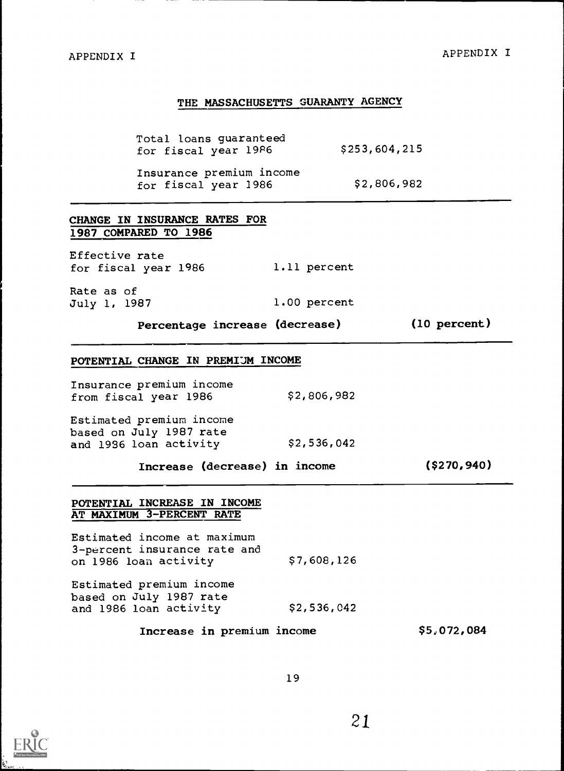## THE MASSACHUSETTS GUARANTY AGENCY

| | |
|---|---|
| Total loans guaranteed for fiscal year 1986 | $253,604,215 |
| Insurance premium income for fiscal year 1986 | $2,806,982 |

### CHANGE IN INSURANCE RATES FOR 1987 COMPARED TO 1986

| | | |
|---|---|---|
| Effective rate for fiscal year 1986 | 1.11 percent | |
| Rate as of July 1, 1987 | 1.00 percent | |
| **Percentage increase (decrease)** | | **(10 percent)** |

### POTENTIAL CHANGE IN PREMIUM INCOME

| | | |
|---|---|---|
| Insurance premium income from fiscal year 1986 | $2,806,982 | |
| Estimated premium income based on July 1987 rate and 1986 loan activity | $2,536,042 | |
| **Increase (decrease) in income** | | **($270,940)** |

### POTENTIAL INCREASE IN INCOME AT MAXIMUM 3-PERCENT RATE

| | | |
|---|---|---|
| Estimated income at maximum 3-percent insurance rate and on 1986 loan activity | $7,608,126 | |
| Estimated premium income based on July 1987 rate and 1986 loan activity | $2,536,042 | |
| **Increase in premium income** | | **$5,072,084** |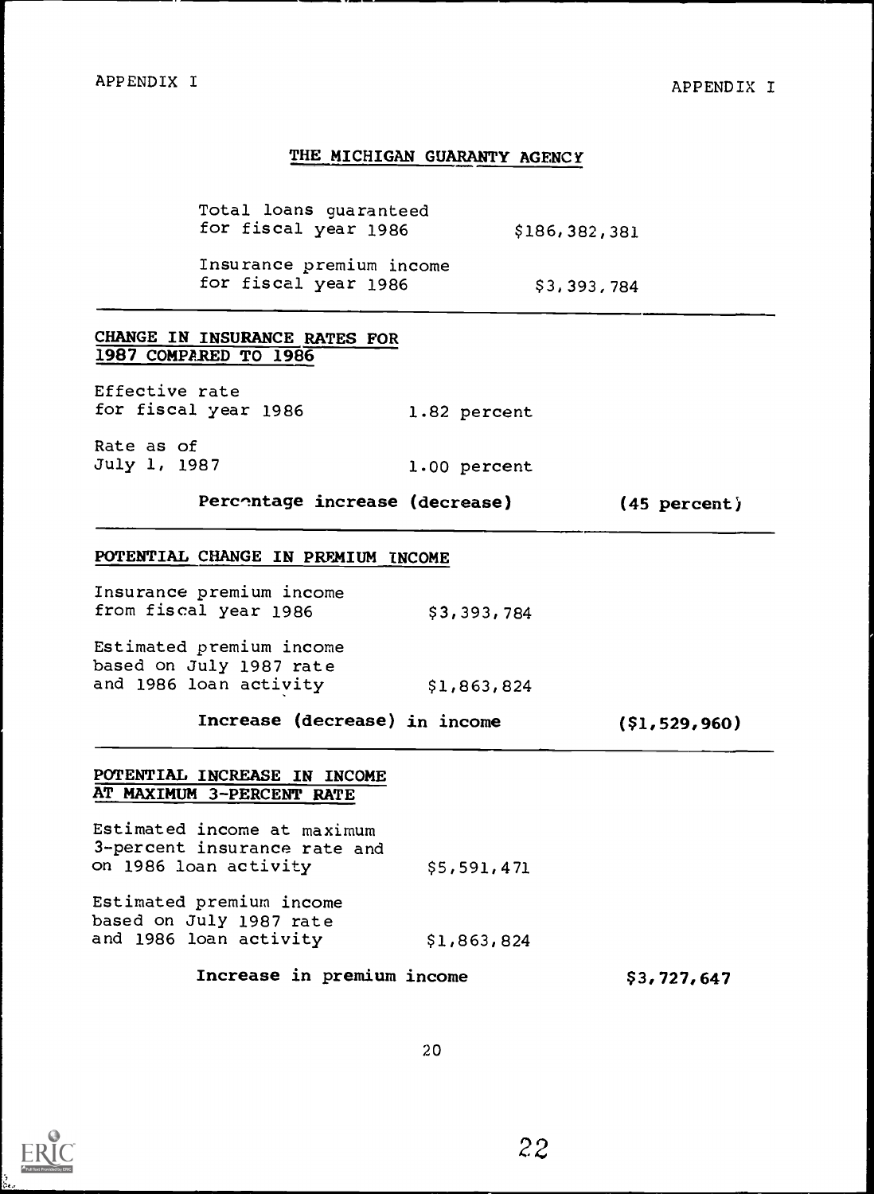## THE MICHIGAN GUARANTY AGENCY

| | |
|---|---|
| Total loans guaranteed for fiscal year 1986 | $186,382,381 |
| Insurance premium income for fiscal year 1986 | $3,393,784 |

### CHANGE IN INSURANCE RATES FOR 1987 COMPARED TO 1986

| | | |
|---|---|---|
| Effective rate for fiscal year 1986 | 1.82 percent | |
| Rate as of July 1, 1987 | 1.00 percent | |
| **Percentage increase (decrease)** | | **(45 percent)** |

### POTENTIAL CHANGE IN PREMIUM INCOME

| | | |
|---|---|---|
| Insurance premium income from fiscal year 1986 | $3,393,784 | |
| Estimated premium income based on July 1987 rate and 1986 loan activity | $1,863,824 | |
| **Increase (decrease) in income** | | **($1,529,960)** |

### POTENTIAL INCREASE IN INCOME AT MAXIMUM 3-PERCENT RATE

| | | |
|---|---|---|
| Estimated income at maximum 3-percent insurance rate and on 1986 loan activity | $5,591,471 | |
| Estimated premium income based on July 1987 rate and 1986 loan activity | $1,863,824 | |
| **Increase in premium income** | | **$3,727,647** |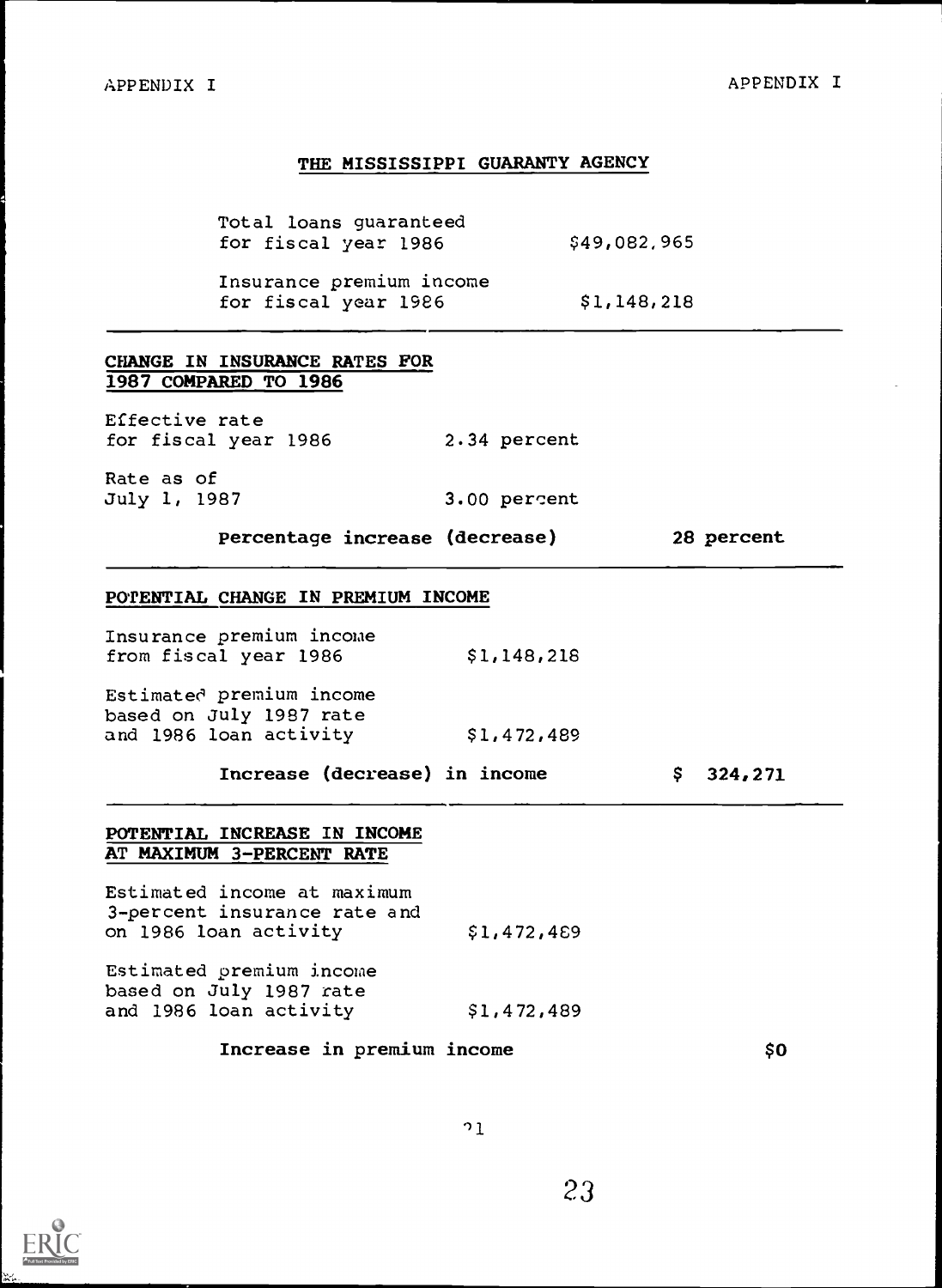## THE MISSISSIPPI GUARANTY AGENCY

| | |
|---|---|
| Total loans guaranteed for fiscal year 1986 | $49,082,965 |
| Insurance premium income for fiscal year 1986 | $1,148,218 |

### CHANGE IN INSURANCE RATES FOR 1987 COMPARED TO 1986

| | | |
|---|---|---|
| Effective rate for fiscal year 1986 | 2.34 percent | |
| Rate as of July 1, 1987 | 3.00 percent | |
| **Percentage increase (decrease)** | | **28 percent** |

### POTENTIAL CHANGE IN PREMIUM INCOME

| | | |
|---|---|---|
| Insurance premium income from fiscal year 1986 | $1,148,218 | |
| Estimated premium income based on July 1987 rate and 1986 loan activity | $1,472,489 | |
| **Increase (decrease) in income** | | **$ 324,271** |

### POTENTIAL INCREASE IN INCOME AT MAXIMUM 3-PERCENT RATE

| | | |
|---|---|---|
| Estimated income at maximum 3-percent insurance rate and on 1986 loan activity | $1,472,489 | |
| Estimated premium income based on July 1987 rate and 1986 loan activity | $1,472,489 | |
| **Increase in premium income** | | **$0** |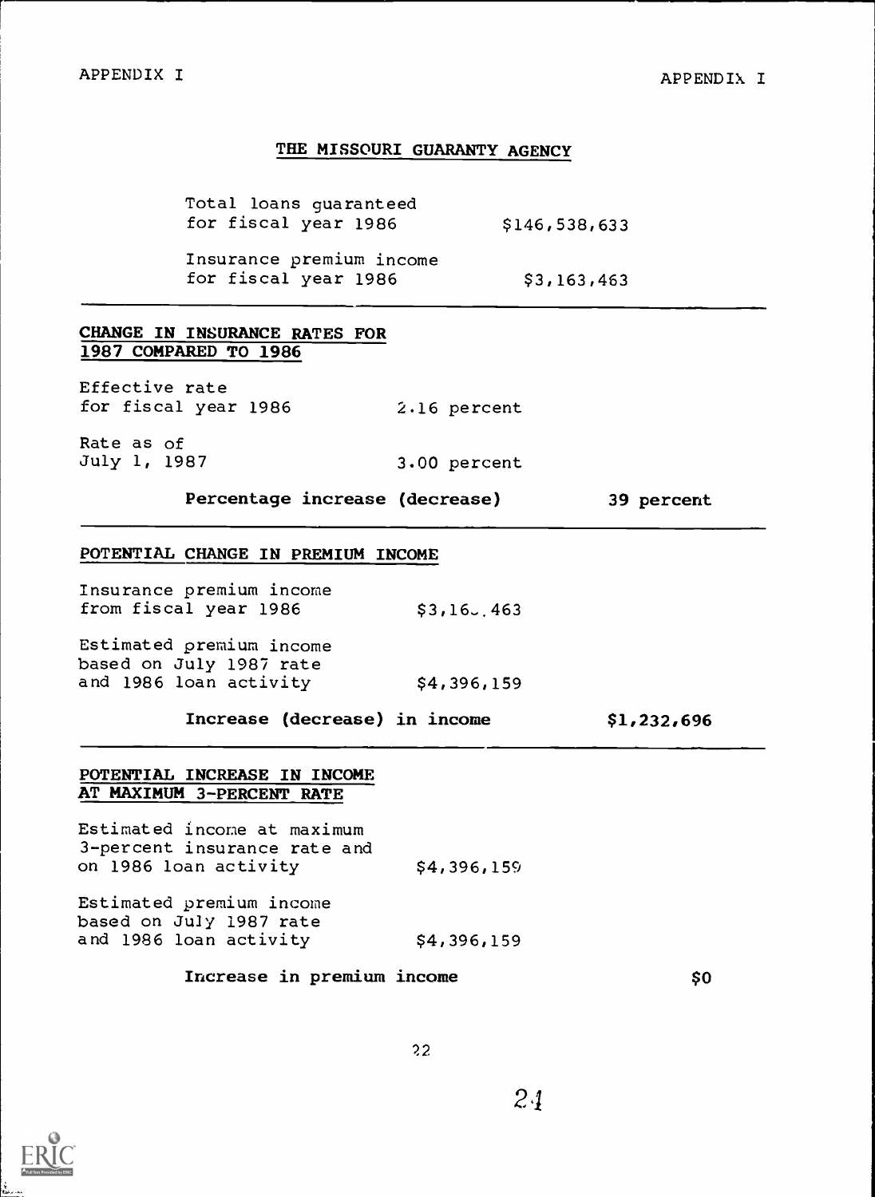## THE MISSOURI GUARANTY AGENCY

| | |
|---|---|
| Total loans guaranteed for fiscal year 1986 | $146,538,633 |
| Insurance premium income for fiscal year 1986 | $3,163,463 |

### CHANGE IN INSURANCE RATES FOR 1987 COMPARED TO 1986

| | | |
|---|---|---|
| Effective rate for fiscal year 1986 | 2.16 percent | |
| Rate as of July 1, 1987 | 3.00 percent | |
| **Percentage increase (decrease)** | | **39 percent** |

### POTENTIAL CHANGE IN PREMIUM INCOME

| | | |
|---|---|---|
| Insurance premium income from fiscal year 1986 | $3,16_.463 | |
| Estimated premium income based on July 1987 rate and 1986 loan activity | $4,396,159 | |
| **Increase (decrease) in income** | | **$1,232,696** |

### POTENTIAL INCREASE IN INCOME AT MAXIMUM 3-PERCENT RATE

| | | |
|---|---|---|
| Estimated income at maximum 3-percent insurance rate and on 1986 loan activity | $4,396,159 | |
| Estimated premium income based on July 1987 rate and 1986 loan activity | $4,396,159 | |
| **Increase in premium income** | | **$0** |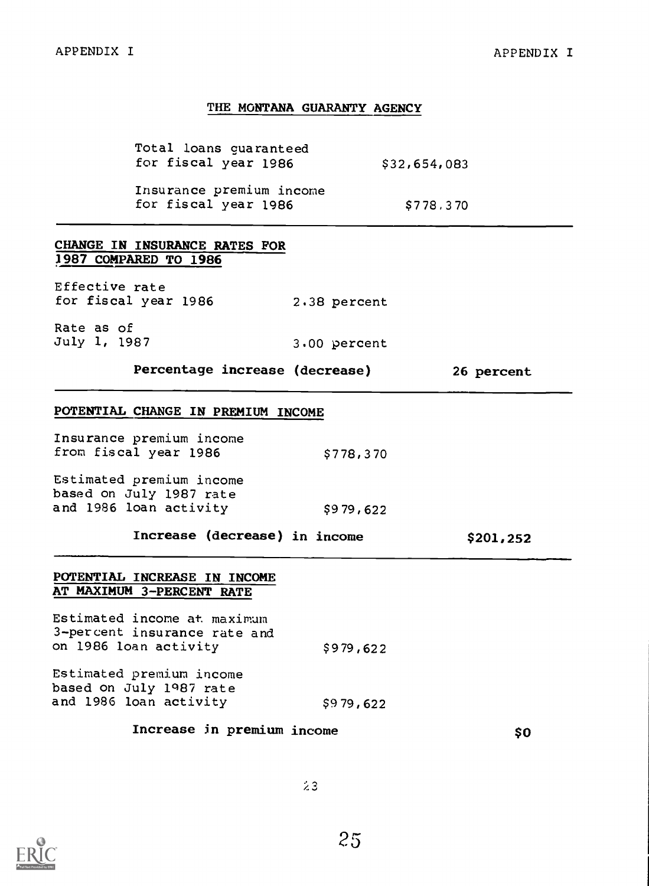## THE MONTANA GUARANTY AGENCY

| | |
|---|---|
| Total loans guaranteed for fiscal year 1986 | $32,654,083 |
| Insurance premium income for fiscal year 1986 | $778,370 |

### CHANGE IN INSURANCE RATES FOR 1987 COMPARED TO 1986

| | | |
|---|---|---|
| Effective rate for fiscal year 1986 | 2.38 percent | |
| Rate as of July 1, 1987 | 3.00 percent | |
| **Percentage increase (decrease)** | | **26 percent** |

### POTENTIAL CHANGE IN PREMIUM INCOME

| | | |
|---|---|---|
| Insurance premium income from fiscal year 1986 | $778,370 | |
| Estimated premium income based on July 1987 rate and 1986 loan activity | $979,622 | |
| **Increase (decrease) in income** | | **$201,252** |

### POTENTIAL INCREASE IN INCOME AT MAXIMUM 3-PERCENT RATE

| | | |
|---|---|---|
| Estimated income at maximum 3-percent insurance rate and on 1986 loan activity | $979,622 | |
| Estimated premium income based on July 1987 rate and 1986 loan activity | $979,622 | |
| **Increase in premium income** | | **$0** |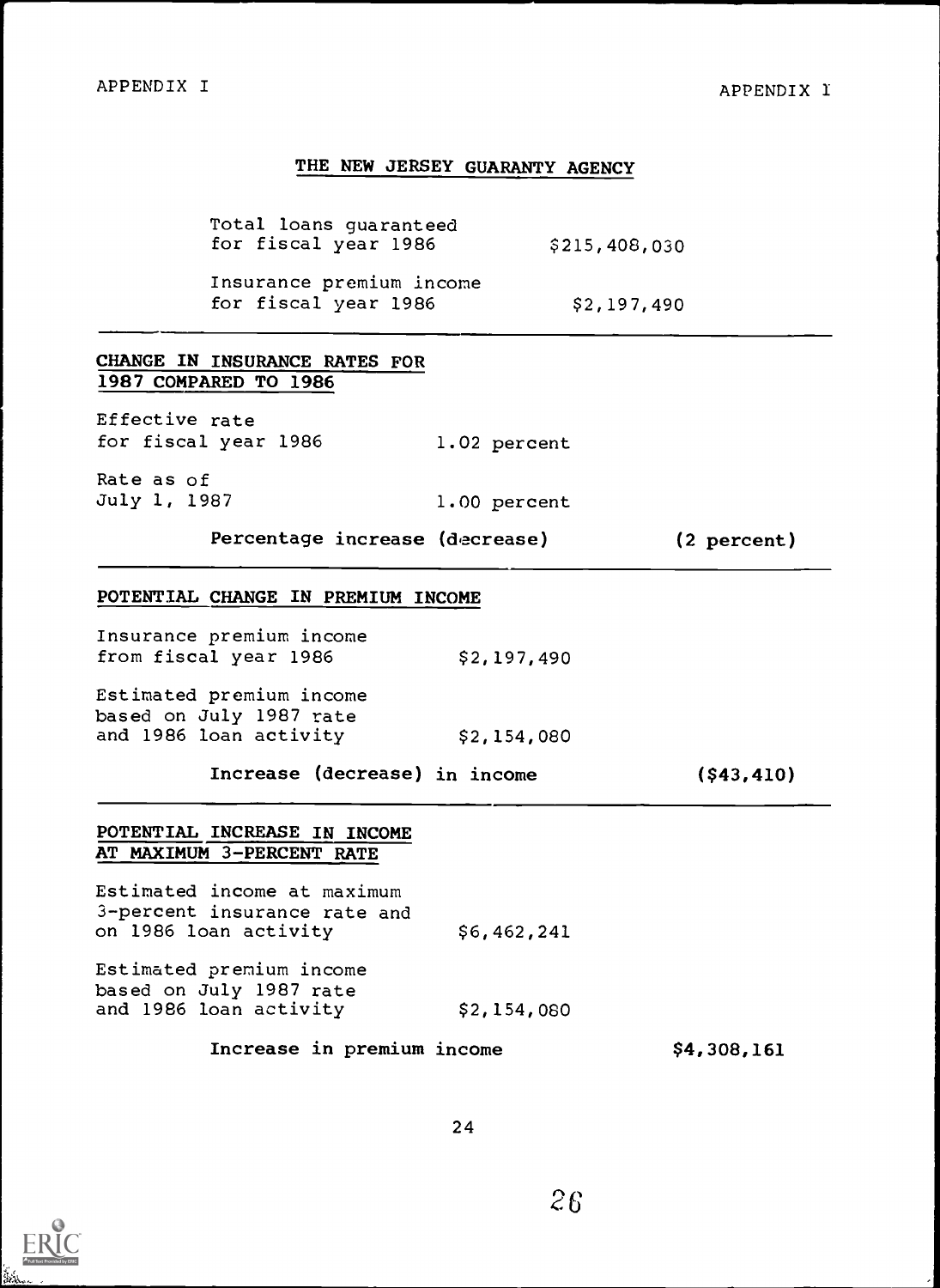## THE NEW JERSEY GUARANTY AGENCY

| | |
|---|---|
| Total loans guaranteed for fiscal year 1986 | $215,408,030 |
| Insurance premium income for fiscal year 1986 | $2,197,490 |

### CHANGE IN INSURANCE RATES FOR 1987 COMPARED TO 1986

| | | |
|---|---|---|
| Effective rate for fiscal year 1986 | 1.02 percent | |
| Rate as of July 1, 1987 | 1.00 percent | |
| Percentage increase (decrease) | | (2 percent) |

### POTENTIAL CHANGE IN PREMIUM INCOME

| | | |
|---|---|---|
| Insurance premium income from fiscal year 1986 | $2,197,490 | |
| Estimated premium income based on July 1987 rate and 1986 loan activity | $2,154,080 | |
| Increase (decrease) in income | | ($43,410) |

### POTENTIAL INCREASE IN INCOME AT MAXIMUM 3-PERCENT RATE

| | | |
|---|---|---|
| Estimated income at maximum 3-percent insurance rate and on 1986 loan activity | $6,462,241 | |
| Estimated premium income based on July 1987 rate and 1986 loan activity | $2,154,080 | |
| Increase in premium income | | $4,308,161 |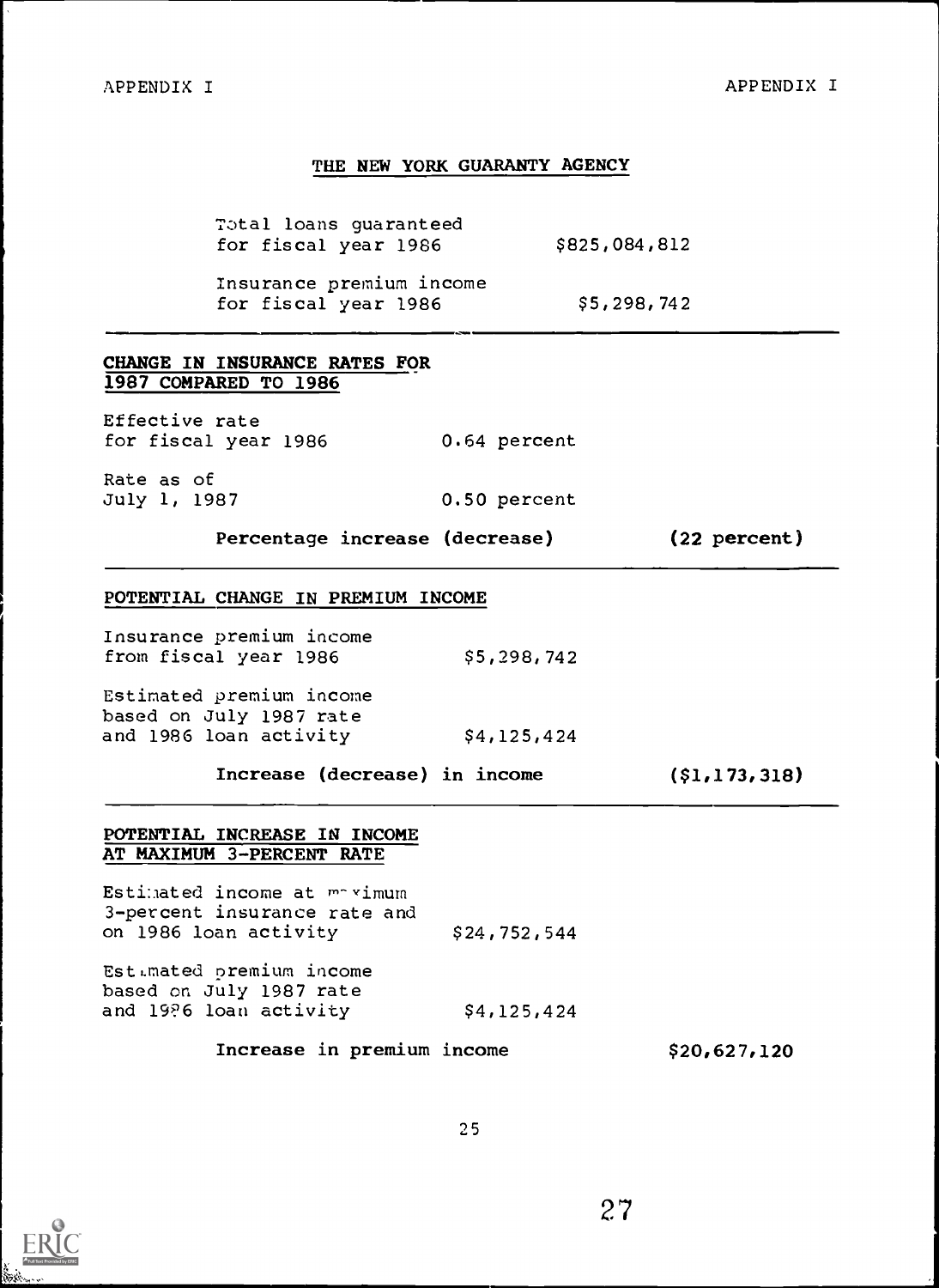## THE NEW YORK GUARANTY AGENCY

| | |
|---|---|
| Total loans guaranteed for fiscal year 1986 | $825,084,812 |
| Insurance premium income for fiscal year 1986 | $5,298,742 |

### CHANGE IN INSURANCE RATES FOR 1987 COMPARED TO 1986

| | | |
|---|---|---|
| Effective rate for fiscal year 1986 | 0.64 percent | |
| Rate as of July 1, 1987 | 0.50 percent | |
| **Percentage increase (decrease)** | | **(22 percent)** |

### POTENTIAL CHANGE IN PREMIUM INCOME

| | | |
|---|---|---|
| Insurance premium income from fiscal year 1986 | $5,298,742 | |
| Estimated premium income based on July 1987 rate and 1986 loan activity | $4,125,424 | |
| **Increase (decrease) in income** | | **($1,173,318)** |

### POTENTIAL INCREASE IN INCOME AT MAXIMUM 3-PERCENT RATE

| | | |
|---|---|---|
| Estimated income at maximum 3-percent insurance rate and on 1986 loan activity | $24,752,544 | |
| Estimated premium income based on July 1987 rate and 1986 loan activity | $4,125,424 | |
| **Increase in premium income** | | **$20,627,120** |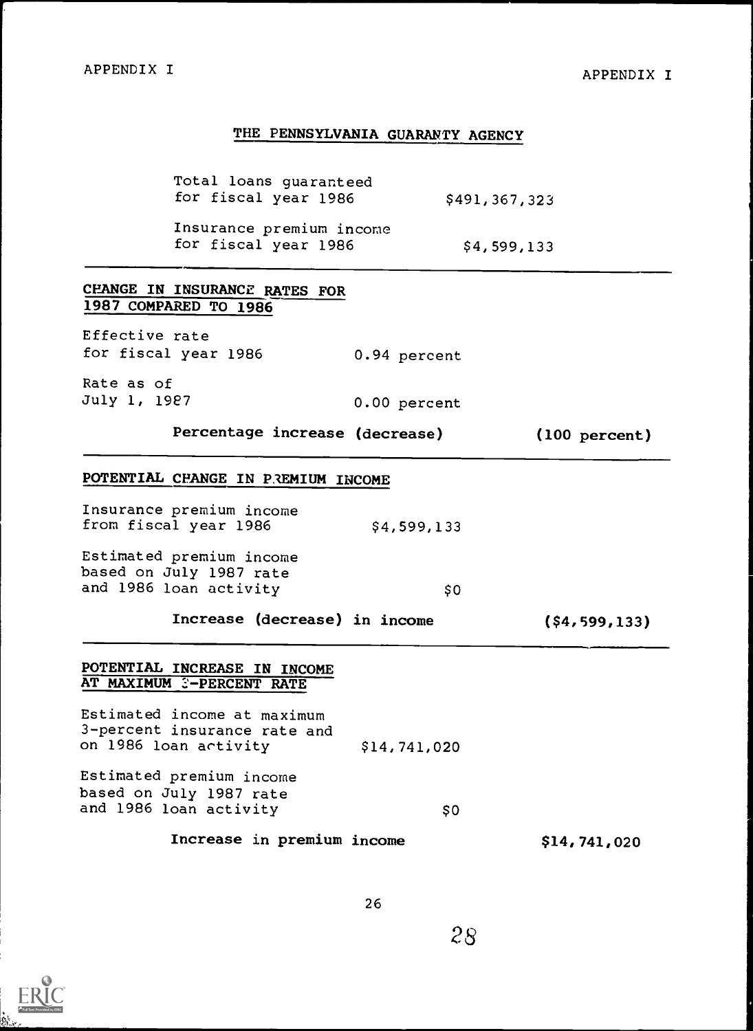## THE PENNSYLVANIA GUARANTY AGENCY

| | |
|---|---|
| Total loans guaranteed for fiscal year 1986 | $491,367,323 |
| Insurance premium income for fiscal year 1986 | $4,599,133 |

### CHANGE IN INSURANCE RATES FOR 1987 COMPARED TO 1986

| | | |
|---|---|---|
| Effective rate for fiscal year 1986 | 0.94 percent | |
| Rate as of July 1, 1987 | 0.00 percent | |
| **Percentage increase (decrease)** | | **(100 percent)** |

### POTENTIAL CHANGE IN PREMIUM INCOME

| | | |
|---|---|---|
| Insurance premium income from fiscal year 1986 | $4,599,133 | |
| Estimated premium income based on July 1987 rate and 1986 loan activity | $0 | |
| **Increase (decrease) in income** | | **($4,599,133)** |

### POTENTIAL INCREASE IN INCOME AT MAXIMUM 3-PERCENT RATE

| | | |
|---|---|---|
| Estimated income at maximum 3-percent insurance rate and on 1986 loan activity | $14,741,020 | |
| Estimated premium income based on July 1987 rate and 1986 loan activity | $0 | |
| **Increase in premium income** | | **$14,741,020** |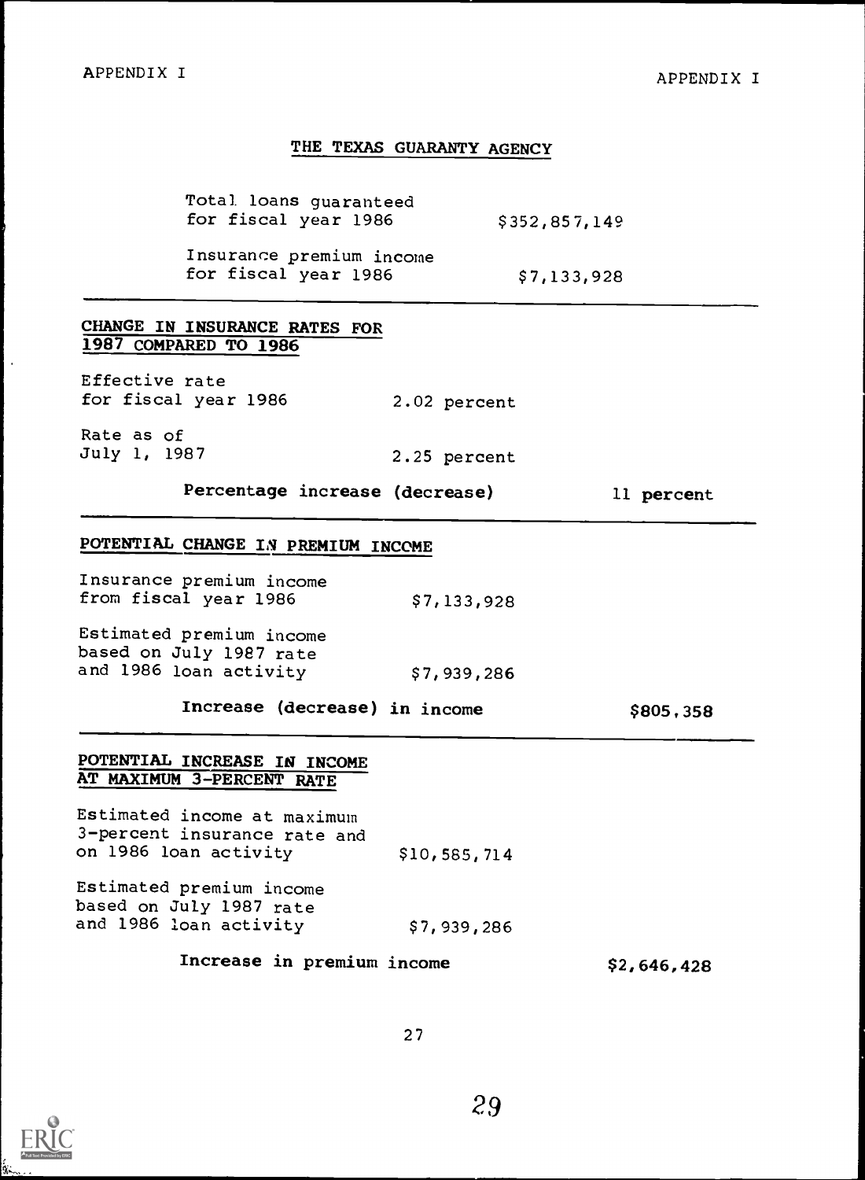## THE TEXAS GUARANTY AGENCY

| | |
|---|---|
| Total loans guaranteed for fiscal year 1986 | $352,857,149 |
| Insurance premium income for fiscal year 1986 | $7,133,928 |

### CHANGE IN INSURANCE RATES FOR 1987 COMPARED TO 1986

| | | |
|---|---|---|
| Effective rate for fiscal year 1986 | 2.02 percent | |
| Rate as of July 1, 1987 | 2.25 percent | |
| **Percentage increase (decrease)** | | **11 percent** |

### POTENTIAL CHANGE IN PREMIUM INCOME

| | | |
|---|---|---|
| Insurance premium income from fiscal year 1986 | $7,133,928 | |
| Estimated premium income based on July 1987 rate and 1986 loan activity | $7,939,286 | |
| **Increase (decrease) in income** | | **$805,358** |

### POTENTIAL INCREASE IN INCOME AT MAXIMUM 3-PERCENT RATE

| | | |
|---|---|---|
| Estimated income at maximum 3-percent insurance rate and on 1986 loan activity | $10,585,714 | |
| Estimated premium income based on July 1987 rate and 1986 loan activity | $7,939,286 | |
| **Increase in premium income** | | **$2,646,428** |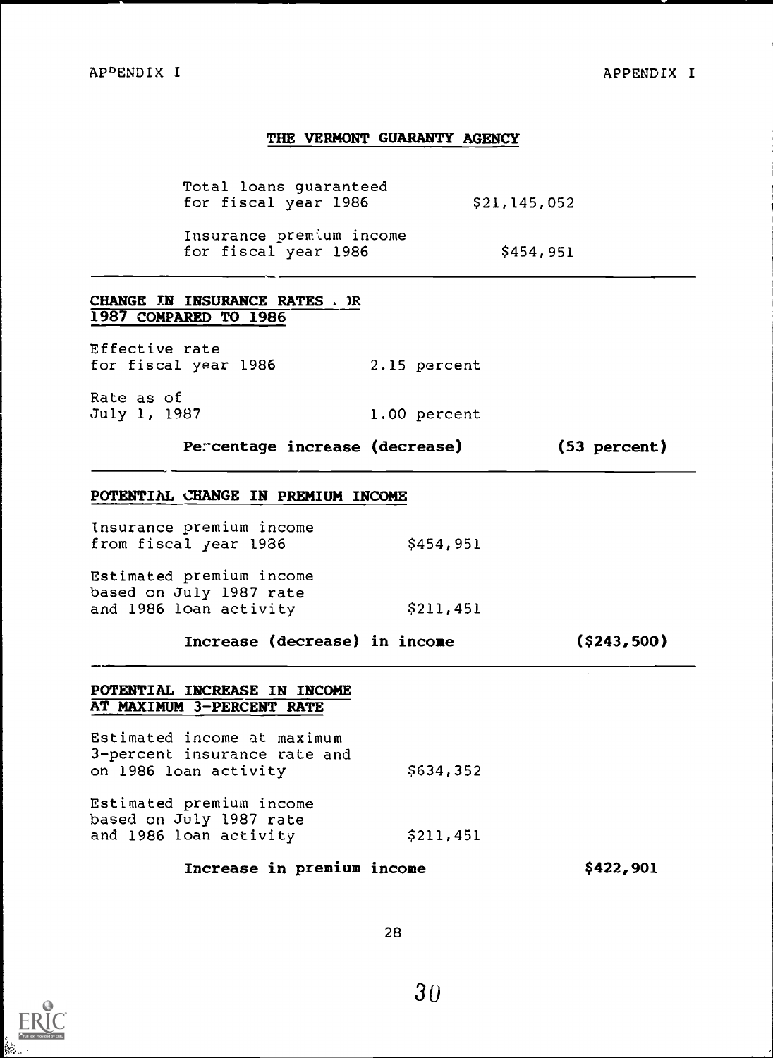## THE VERMONT GUARANTY AGENCY

| | |
|---|---|
| Total loans guaranteed for fiscal year 1986 | $21,145,052 |
| Insurance premium income for fiscal year 1986 | $454,951 |

### CHANGE IN INSURANCE RATES FOR 1987 COMPARED TO 1986

| | | |
|---|---|---|
| Effective rate for fiscal year 1986 | 2.15 percent | |
| Rate as of July 1, 1987 | 1.00 percent | |
| **Percentage increase (decrease)** | | **(53 percent)** |

### POTENTIAL CHANGE IN PREMIUM INCOME

| | | |
|---|---|---|
| Insurance premium income from fiscal year 1986 | $454,951 | |
| Estimated premium income based on July 1987 rate and 1986 loan activity | $211,451 | |
| **Increase (decrease) in income** | | **($243,500)** |

### POTENTIAL INCREASE IN INCOME AT MAXIMUM 3-PERCENT RATE

| | | |
|---|---|---|
| Estimated income at maximum 3-percent insurance rate and on 1986 loan activity | $634,352 | |
| Estimated premium income based on July 1987 rate and 1986 loan activity | $211,451 | |
| **Increase in premium income** | | **$422,901** |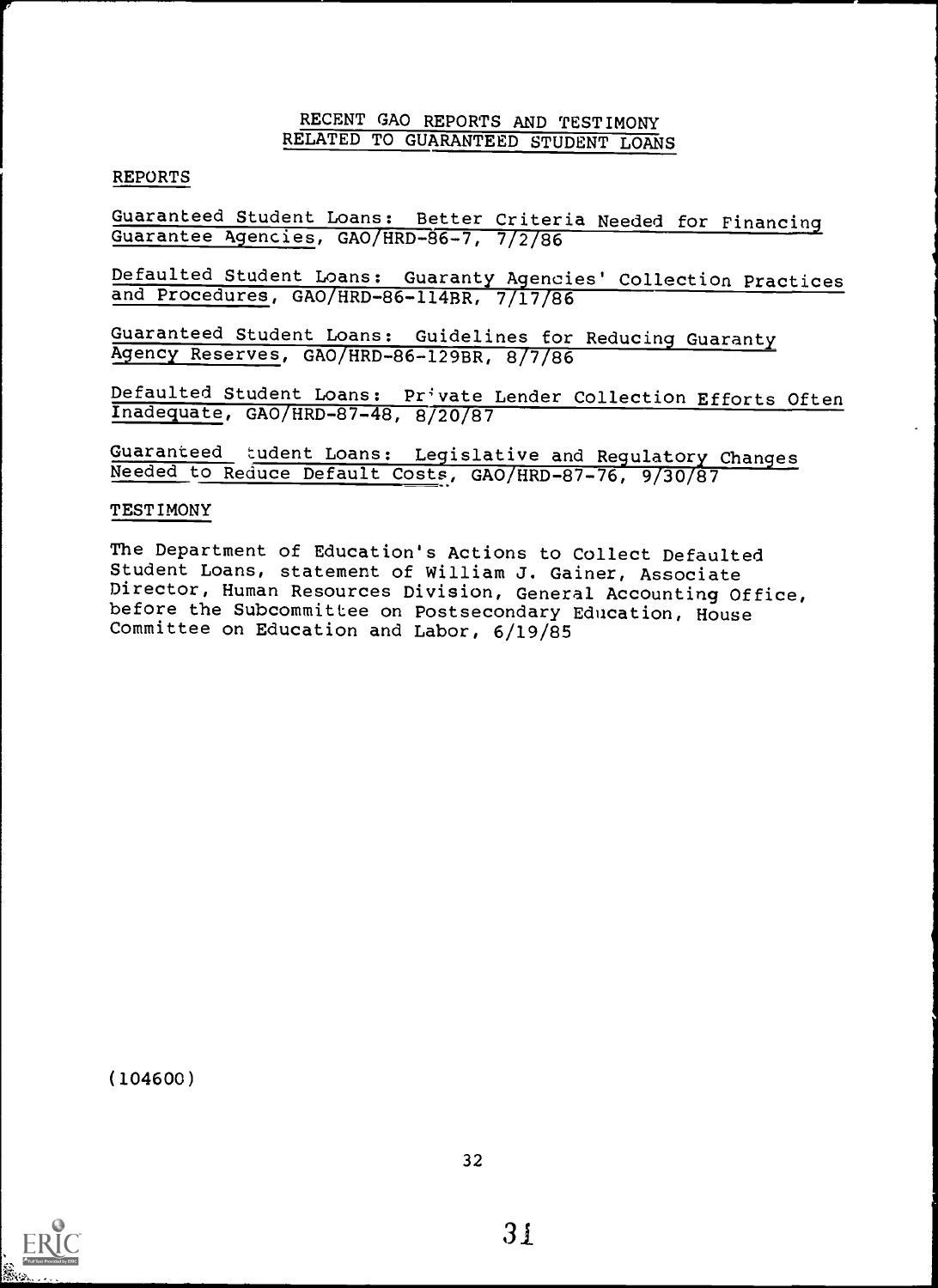# RECENT GAO REPORTS AND TESTIMONY RELATED TO GUARANTEED STUDENT LOANS

## REPORTS

Guaranteed Student Loans: Better Criteria Needed for Financing Guarantee Agencies, GAO/HRD-86-7, 7/2/86

Defaulted Student Loans: Guaranty Agencies' Collection Practices and Procedures, GAO/HRD-86-114BR, 7/17/86

Guaranteed Student Loans: Guidelines for Reducing Guaranty Agency Reserves, GAO/HRD-86-129BR, 8/7/86

Defaulted Student Loans: Private Lender Collection Efforts Often Inadequate, GAO/HRD-87-48, 8/20/87

Guaranteed Student Loans: Legislative and Regulatory Changes Needed to Reduce Default Costs, GAO/HRD-87-76, 9/30/87

## TESTIMONY

The Department of Education's Actions to Collect Defaulted Student Loans, statement of William J. Gainer, Associate Director, Human Resources Division, General Accounting Office, before the Subcommittee on Postsecondary Education, House Committee on Education and Labor, 6/19/85

(104600)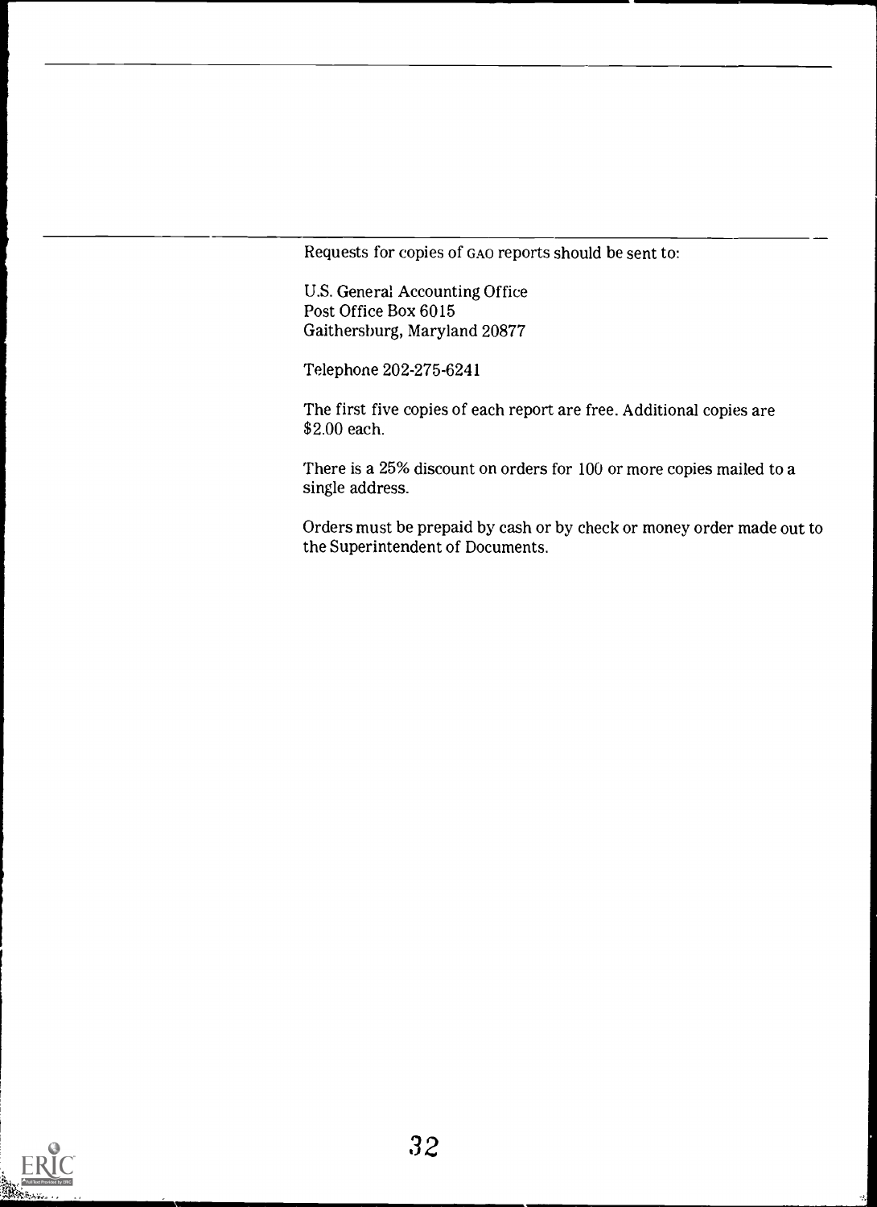Requests for copies of GAO reports should be sent to:

U.S. General Accounting Office
Post Office Box 6015
Gaithersburg, Maryland 20877

Telephone 202-275-6241

The first five copies of each report are free. Additional copies are $2.00 each.

There is a 25% discount on orders for 100 or more copies mailed to a single address.

Orders must be prepaid by cash or by check or money order made out to the Superintendent of Documents.